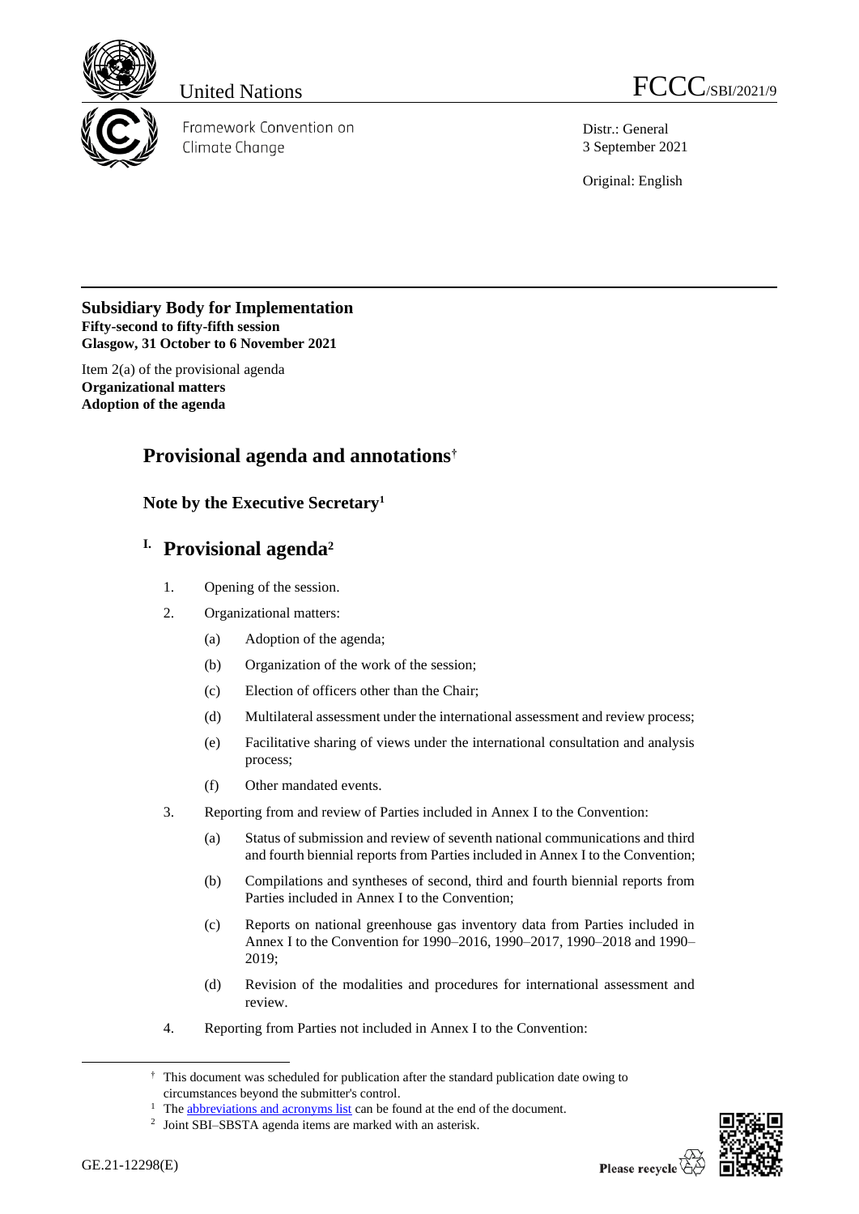United Nations

Framework Convention on Climate Change

FCCC/SBI/2021/9

Distr.: General
3 September 2021

Original: English

**Subsidiary Body for Implementation**
**Fifty-second to fifty-fifth session**
**Glasgow, 31 October to 6 November 2021**

Item 2(a) of the provisional agenda
**Organizational matters**
**Adoption of the agenda**

# Provisional agenda and annotations[†]

## Note by the Executive Secretary[1]

## I. Provisional agenda[2]

1. Opening of the session.

2. Organizational matters:

   (a) Adoption of the agenda;

   (b) Organization of the work of the session;

   (c) Election of officers other than the Chair;

   (d) Multilateral assessment under the international assessment and review process;

   (e) Facilitative sharing of views under the international consultation and analysis process;

   (f) Other mandated events.

3. Reporting from and review of Parties included in Annex I to the Convention:

   (a) Status of submission and review of seventh national communications and third and fourth biennial reports from Parties included in Annex I to the Convention;

   (b) Compilations and syntheses of second, third and fourth biennial reports from Parties included in Annex I to the Convention;

   (c) Reports on national greenhouse gas inventory data from Parties included in Annex I to the Convention for 1990–2016, 1990–2017, 1990–2018 and 1990–2019;

   (d) Revision of the modalities and procedures for international assessment and review.

4. Reporting from Parties not included in Annex I to the Convention:

[†] This document was scheduled for publication after the standard publication date owing to circumstances beyond the submitter's control.

[1] The abbreviations and acronyms list can be found at the end of the document.

[2] Joint SBI–SBSTA agenda items are marked with an asterisk.

GE.21-12298(E)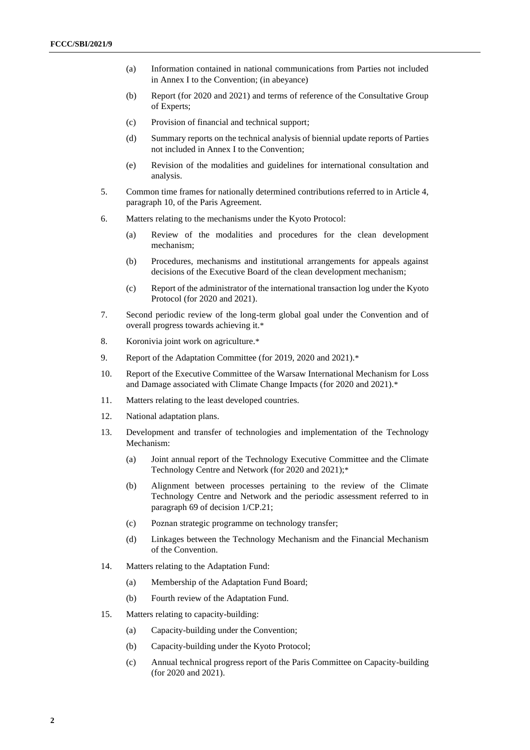(a) Information contained in national communications from Parties not included in Annex I to the Convention; (in abeyance)

(b) Report (for 2020 and 2021) and terms of reference of the Consultative Group of Experts;

(c) Provision of financial and technical support;

(d) Summary reports on the technical analysis of biennial update reports of Parties not included in Annex I to the Convention;

(e) Revision of the modalities and guidelines for international consultation and analysis.

5. Common time frames for nationally determined contributions referred to in Article 4, paragraph 10, of the Paris Agreement.

6. Matters relating to the mechanisms under the Kyoto Protocol:

   (a) Review of the modalities and procedures for the clean development mechanism;

   (b) Procedures, mechanisms and institutional arrangements for appeals against decisions of the Executive Board of the clean development mechanism;

   (c) Report of the administrator of the international transaction log under the Kyoto Protocol (for 2020 and 2021).

7. Second periodic review of the long-term global goal under the Convention and of overall progress towards achieving it.*

8. Koronivia joint work on agriculture.*

9. Report of the Adaptation Committee (for 2019, 2020 and 2021).*

10. Report of the Executive Committee of the Warsaw International Mechanism for Loss and Damage associated with Climate Change Impacts (for 2020 and 2021).*

11. Matters relating to the least developed countries.

12. National adaptation plans.

13. Development and transfer of technologies and implementation of the Technology Mechanism:

    (a) Joint annual report of the Technology Executive Committee and the Climate Technology Centre and Network (for 2020 and 2021);*

    (b) Alignment between processes pertaining to the review of the Climate Technology Centre and Network and the periodic assessment referred to in paragraph 69 of decision 1/CP.21;

    (c) Poznan strategic programme on technology transfer;

    (d) Linkages between the Technology Mechanism and the Financial Mechanism of the Convention.

14. Matters relating to the Adaptation Fund:

    (a) Membership of the Adaptation Fund Board;

    (b) Fourth review of the Adaptation Fund.

15. Matters relating to capacity-building:

    (a) Capacity-building under the Convention;

    (b) Capacity-building under the Kyoto Protocol;

    (c) Annual technical progress report of the Paris Committee on Capacity-building (for 2020 and 2021).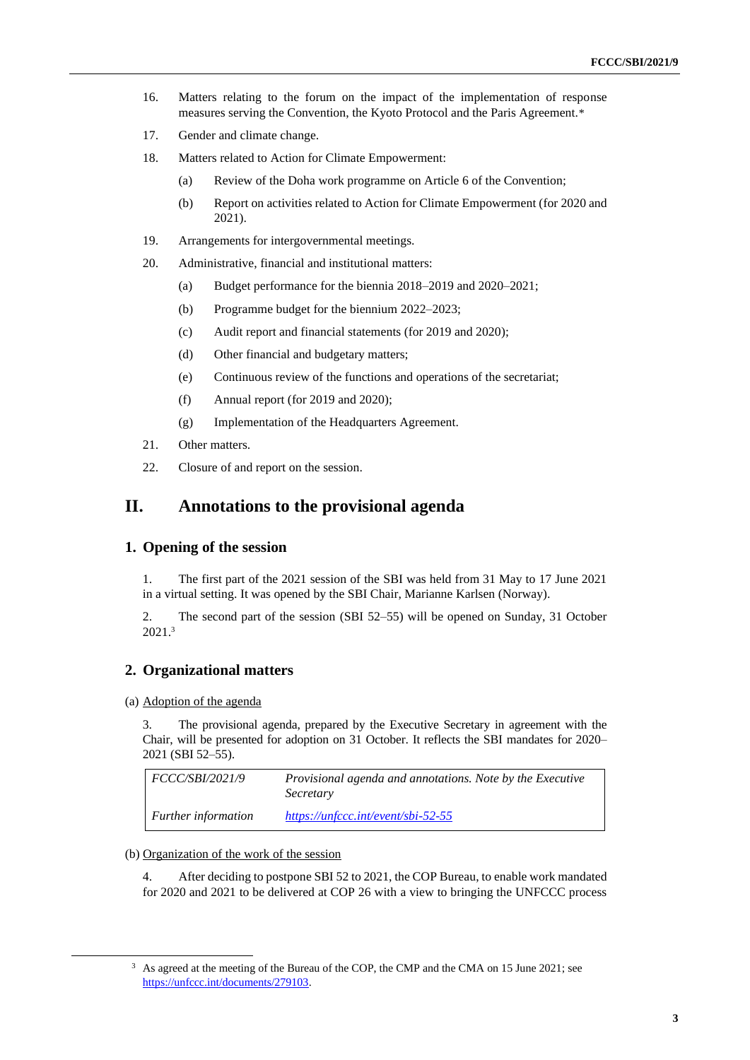16. Matters relating to the forum on the impact of the implementation of response measures serving the Convention, the Kyoto Protocol and the Paris Agreement.*

17. Gender and climate change.

18. Matters related to Action for Climate Empowerment:

    (a) Review of the Doha work programme on Article 6 of the Convention;

    (b) Report on activities related to Action for Climate Empowerment (for 2020 and 2021).

19. Arrangements for intergovernmental meetings.

20. Administrative, financial and institutional matters:

    (a) Budget performance for the biennia 2018–2019 and 2020–2021;

    (b) Programme budget for the biennium 2022–2023;

    (c) Audit report and financial statements (for 2019 and 2020);

    (d) Other financial and budgetary matters;

    (e) Continuous review of the functions and operations of the secretariat;

    (f) Annual report (for 2019 and 2020);

    (g) Implementation of the Headquarters Agreement.

21. Other matters.

22. Closure of and report on the session.

## II. Annotations to the provisional agenda

### 1. Opening of the session

1. The first part of the 2021 session of the SBI was held from 31 May to 17 June 2021 in a virtual setting. It was opened by the SBI Chair, Marianne Karlsen (Norway).

2. The second part of the session (SBI 52–55) will be opened on Sunday, 31 October 2021.[3]

### 2. Organizational matters

(a) Adoption of the agenda

3. The provisional agenda, prepared by the Executive Secretary in agreement with the Chair, will be presented for adoption on 31 October. It reflects the SBI mandates for 2020–2021 (SBI 52–55).

| | |
|---|---|
| *FCCC/SBI/2021/9* | *Provisional agenda and annotations. Note by the Executive Secretary* |
| *Further information* | *https://unfccc.int/event/sbi-52-55* |

(b) Organization of the work of the session

4. After deciding to postpone SBI 52 to 2021, the COP Bureau, to enable work mandated for 2020 and 2021 to be delivered at COP 26 with a view to bringing the UNFCCC process

[3] As agreed at the meeting of the Bureau of the COP, the CMP and the CMA on 15 June 2021; see https://unfccc.int/documents/279103.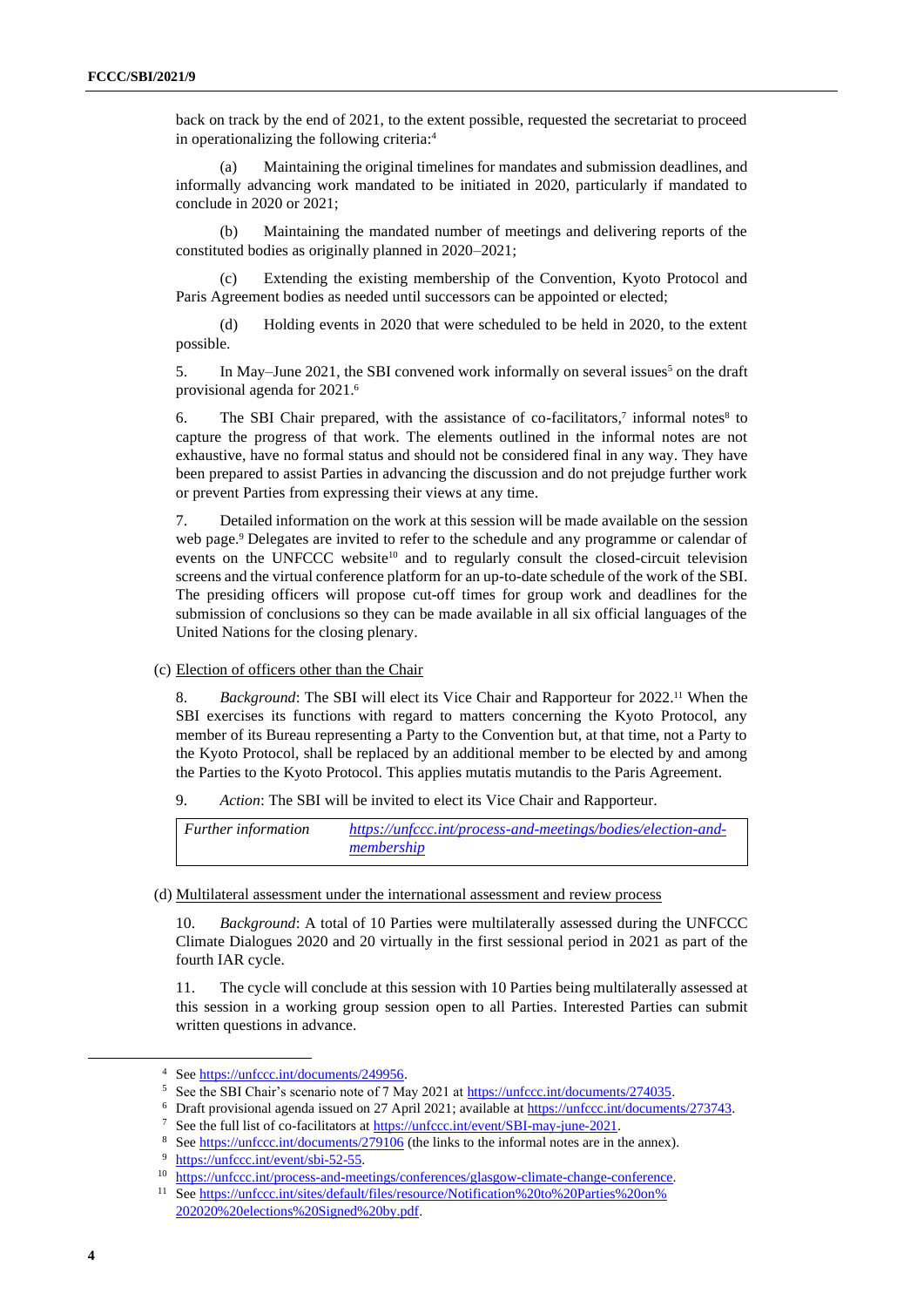back on track by the end of 2021, to the extent possible, requested the secretariat to proceed in operationalizing the following criteria:[4]

(a) Maintaining the original timelines for mandates and submission deadlines, and informally advancing work mandated to be initiated in 2020, particularly if mandated to conclude in 2020 or 2021;

(b) Maintaining the mandated number of meetings and delivering reports of the constituted bodies as originally planned in 2020–2021;

(c) Extending the existing membership of the Convention, Kyoto Protocol and Paris Agreement bodies as needed until successors can be appointed or elected;

(d) Holding events in 2020 that were scheduled to be held in 2020, to the extent possible.

5. In May–June 2021, the SBI convened work informally on several issues[5] on the draft provisional agenda for 2021.[6]

6. The SBI Chair prepared, with the assistance of co-facilitators,[7] informal notes[8] to capture the progress of that work. The elements outlined in the informal notes are not exhaustive, have no formal status and should not be considered final in any way. They have been prepared to assist Parties in advancing the discussion and do not prejudge further work or prevent Parties from expressing their views at any time.

7. Detailed information on the work at this session will be made available on the session web page.[9] Delegates are invited to refer to the schedule and any programme or calendar of events on the UNFCCC website[10] and to regularly consult the closed-circuit television screens and the virtual conference platform for an up-to-date schedule of the work of the SBI. The presiding officers will propose cut-off times for group work and deadlines for the submission of conclusions so they can be made available in all six official languages of the United Nations for the closing plenary.

(c) Election of officers other than the Chair

8. *Background*: The SBI will elect its Vice Chair and Rapporteur for 2022.[11] When the SBI exercises its functions with regard to matters concerning the Kyoto Protocol, any member of its Bureau representing a Party to the Convention but, at that time, not a Party to the Kyoto Protocol, shall be replaced by an additional member to be elected by and among the Parties to the Kyoto Protocol. This applies mutatis mutandis to the Paris Agreement.

9. *Action*: The SBI will be invited to elect its Vice Chair and Rapporteur.

| *Further information* | https://unfccc.int/process-and-meetings/bodies/election-and-membership |
|---|---|

(d) Multilateral assessment under the international assessment and review process

10. *Background*: A total of 10 Parties were multilaterally assessed during the UNFCCC Climate Dialogues 2020 and 20 virtually in the first sessional period in 2021 as part of the fourth IAR cycle.

11. The cycle will conclude at this session with 10 Parties being multilaterally assessed at this session in a working group session open to all Parties. Interested Parties can submit written questions in advance.

---

[4] See https://unfccc.int/documents/249956.

[5] See the SBI Chair's scenario note of 7 May 2021 at https://unfccc.int/documents/274035.

[6] Draft provisional agenda issued on 27 April 2021; available at https://unfccc.int/documents/273743.

[7] See the full list of co-facilitators at https://unfccc.int/event/SBI-may-june-2021.

[8] See https://unfccc.int/documents/279106 (the links to the informal notes are in the annex).

[9] https://unfccc.int/event/sbi-52-55.

[10] https://unfccc.int/process-and-meetings/conferences/glasgow-climate-change-conference.

[11] See https://unfccc.int/sites/default/files/resource/Notification%20to%20Parties%20on%202020%20elections%20Signed%20by.pdf.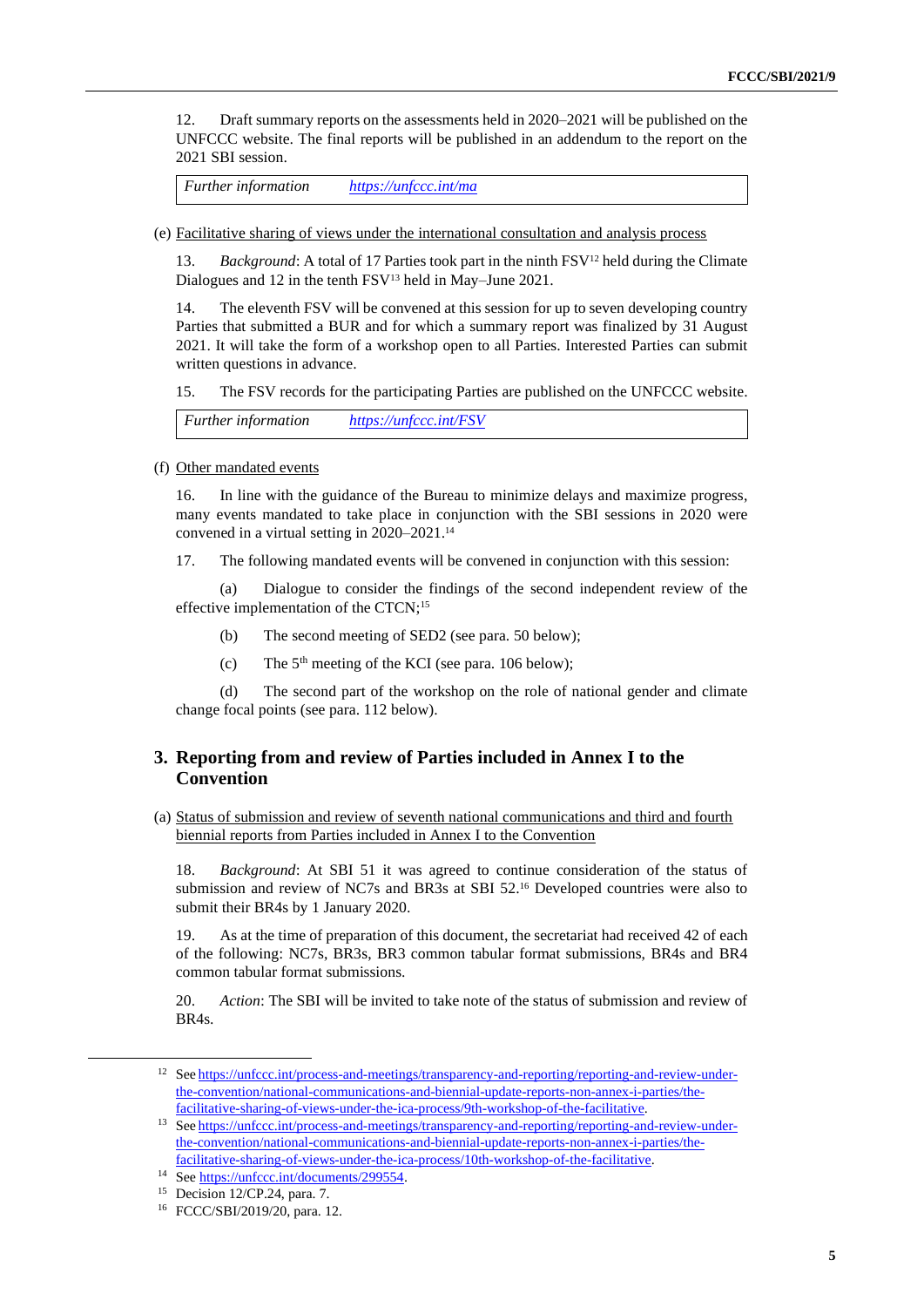12. Draft summary reports on the assessments held in 2020–2021 will be published on the UNFCCC website. The final reports will be published in an addendum to the report on the 2021 SBI session.

| *Further information* | https://unfccc.int/ma |
|---|---|

(e) Facilitative sharing of views under the international consultation and analysis process

13. *Background*: A total of 17 Parties took part in the ninth FSV[12] held during the Climate Dialogues and 12 in the tenth FSV[13] held in May–June 2021.

14. The eleventh FSV will be convened at this session for up to seven developing country Parties that submitted a BUR and for which a summary report was finalized by 31 August 2021. It will take the form of a workshop open to all Parties. Interested Parties can submit written questions in advance.

15. The FSV records for the participating Parties are published on the UNFCCC website.

| *Further information* | https://unfccc.int/FSV |
|---|---|

(f) Other mandated events

16. In line with the guidance of the Bureau to minimize delays and maximize progress, many events mandated to take place in conjunction with the SBI sessions in 2020 were convened in a virtual setting in 2020–2021.[14]

17. The following mandated events will be convened in conjunction with this session:

(a) Dialogue to consider the findings of the second independent review of the effective implementation of the CTCN;[15]

(b) The second meeting of SED2 (see para. 50 below);

(c) The 5th meeting of the KCI (see para. 106 below);

(d) The second part of the workshop on the role of national gender and climate change focal points (see para. 112 below).

## 3. Reporting from and review of Parties included in Annex I to the Convention

(a) Status of submission and review of seventh national communications and third and fourth biennial reports from Parties included in Annex I to the Convention

18. *Background*: At SBI 51 it was agreed to continue consideration of the status of submission and review of NC7s and BR3s at SBI 52.[16] Developed countries were also to submit their BR4s by 1 January 2020.

19. As at the time of preparation of this document, the secretariat had received 42 of each of the following: NC7s, BR3s, BR3 common tabular format submissions, BR4s and BR4 common tabular format submissions.

20. *Action*: The SBI will be invited to take note of the status of submission and review of BR4s.

---

[12] See https://unfccc.int/process-and-meetings/transparency-and-reporting/reporting-and-review-under-the-convention/national-communications-and-biennial-update-reports-non-annex-i-parties/the-facilitative-sharing-of-views-under-the-ica-process/9th-workshop-of-the-facilitative.

[13] See https://unfccc.int/process-and-meetings/transparency-and-reporting/reporting-and-review-under-the-convention/national-communications-and-biennial-update-reports-non-annex-i-parties/the-facilitative-sharing-of-views-under-the-ica-process/10th-workshop-of-the-facilitative.

[14] See https://unfccc.int/documents/299554.

[15] Decision 12/CP.24, para. 7.

[16] FCCC/SBI/2019/20, para. 12.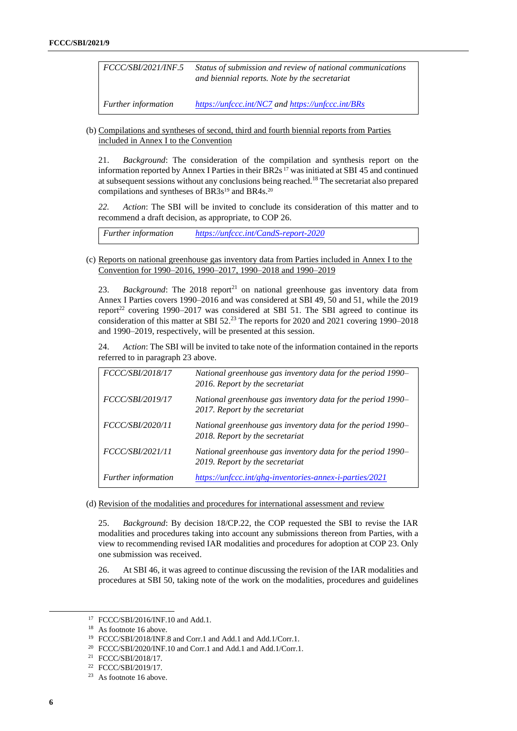| | |
|---|---|
| *FCCC/SBI/2021/INF.5* | *Status of submission and review of national communications and biennial reports. Note by the secretariat* |
| *Further information* | *https://unfccc.int/NC7 and https://unfccc.int/BRs* |

(b) Compilations and syntheses of second, third and fourth biennial reports from Parties included in Annex I to the Convention

21. *Background*: The consideration of the compilation and synthesis report on the information reported by Annex I Parties in their BR2s[17] was initiated at SBI 45 and continued at subsequent sessions without any conclusions being reached.[18] The secretariat also prepared compilations and syntheses of BR3s[19] and BR4s.[20]

*22.* *Action*: The SBI will be invited to conclude its consideration of this matter and to recommend a draft decision, as appropriate, to COP 26.

| | |
|---|---|
| *Further information* | *https://unfccc.int/CandS-report-2020* |

(c) Reports on national greenhouse gas inventory data from Parties included in Annex I to the Convention for 1990–2016, 1990–2017, 1990–2018 and 1990–2019

23. *Background*: The 2018 report[21] on national greenhouse gas inventory data from Annex I Parties covers 1990–2016 and was considered at SBI 49, 50 and 51, while the 2019 report[22] covering 1990–2017 was considered at SBI 51. The SBI agreed to continue its consideration of this matter at SBI 52.[23] The reports for 2020 and 2021 covering 1990–2018 and 1990–2019, respectively, will be presented at this session.

24. *Action*: The SBI will be invited to take note of the information contained in the reports referred to in paragraph 23 above.

| | |
|---|---|
| *FCCC/SBI/2018/17* | *National greenhouse gas inventory data for the period 1990–2016. Report by the secretariat* |
| *FCCC/SBI/2019/17* | *National greenhouse gas inventory data for the period 1990–2017. Report by the secretariat* |
| *FCCC/SBI/2020/11* | *National greenhouse gas inventory data for the period 1990–2018. Report by the secretariat* |
| *FCCC/SBI/2021/11* | *National greenhouse gas inventory data for the period 1990–2019. Report by the secretariat* |
| *Further information* | *https://unfccc.int/ghg-inventories-annex-i-parties/2021* |

(d) Revision of the modalities and procedures for international assessment and review

25. *Background*: By decision 18/CP.22, the COP requested the SBI to revise the IAR modalities and procedures taking into account any submissions thereon from Parties, with a view to recommending revised IAR modalities and procedures for adoption at COP 23. Only one submission was received.

26. At SBI 46, it was agreed to continue discussing the revision of the IAR modalities and procedures at SBI 50, taking note of the work on the modalities, procedures and guidelines

[17] FCCC/SBI/2016/INF.10 and Add.1.

[18] As footnote 16 above.

[19] FCCC/SBI/2018/INF.8 and Corr.1 and Add.1 and Add.1/Corr.1.

[20] FCCC/SBI/2020/INF.10 and Corr.1 and Add.1 and Add.1/Corr.1.

[21] FCCC/SBI/2018/17.

[22] FCCC/SBI/2019/17.

[23] As footnote 16 above.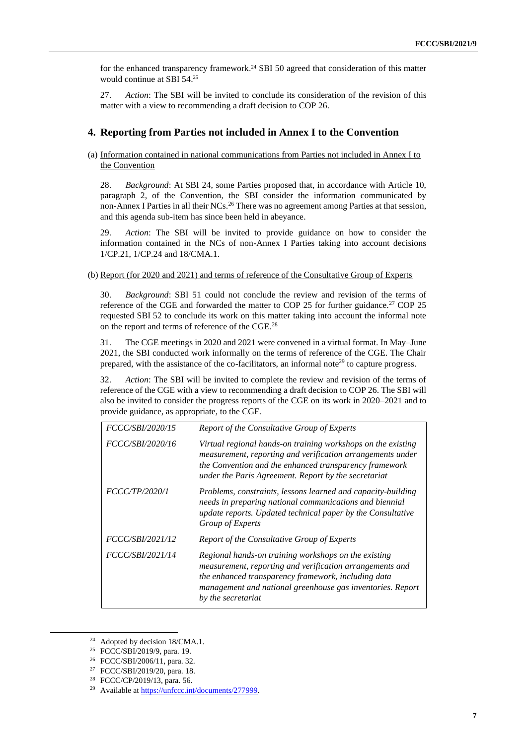for the enhanced transparency framework.[24] SBI 50 agreed that consideration of this matter would continue at SBI 54.[25]

27. *Action*: The SBI will be invited to conclude its consideration of the revision of this matter with a view to recommending a draft decision to COP 26.

## 4. Reporting from Parties not included in Annex I to the Convention

(a) Information contained in national communications from Parties not included in Annex I to the Convention

28. *Background*: At SBI 24, some Parties proposed that, in accordance with Article 10, paragraph 2, of the Convention, the SBI consider the information communicated by non-Annex I Parties in all their NCs.[26] There was no agreement among Parties at that session, and this agenda sub-item has since been held in abeyance.

29. *Action*: The SBI will be invited to provide guidance on how to consider the information contained in the NCs of non-Annex I Parties taking into account decisions 1/CP.21, 1/CP.24 and 18/CMA.1.

(b) Report (for 2020 and 2021) and terms of reference of the Consultative Group of Experts

30. *Background*: SBI 51 could not conclude the review and revision of the terms of reference of the CGE and forwarded the matter to COP 25 for further guidance.[27] COP 25 requested SBI 52 to conclude its work on this matter taking into account the informal note on the report and terms of reference of the CGE.[28]

31. The CGE meetings in 2020 and 2021 were convened in a virtual format. In May–June 2021, the SBI conducted work informally on the terms of reference of the CGE. The Chair prepared, with the assistance of the co-facilitators, an informal note[29] to capture progress.

32. *Action*: The SBI will be invited to complete the review and revision of the terms of reference of the CGE with a view to recommending a draft decision to COP 26. The SBI will also be invited to consider the progress reports of the CGE on its work in 2020–2021 and to provide guidance, as appropriate, to the CGE.

| | |
|---|---|
| *FCCC/SBI/2020/15* | *Report of the Consultative Group of Experts* |
| *FCCC/SBI/2020/16* | *Virtual regional hands-on training workshops on the existing measurement, reporting and verification arrangements under the Convention and the enhanced transparency framework under the Paris Agreement. Report by the secretariat* |
| *FCCC/TP/2020/1* | *Problems, constraints, lessons learned and capacity-building needs in preparing national communications and biennial update reports. Updated technical paper by the Consultative Group of Experts* |
| *FCCC/SBI/2021/12* | *Report of the Consultative Group of Experts* |
| *FCCC/SBI/2021/14* | *Regional hands-on training workshops on the existing measurement, reporting and verification arrangements and the enhanced transparency framework, including data management and national greenhouse gas inventories. Report by the secretariat* |

[24] Adopted by decision 18/CMA.1.

[25] FCCC/SBI/2019/9, para. 19.

[26] FCCC/SBI/2006/11, para. 32.

[27] FCCC/SBI/2019/20, para. 18.

[28] FCCC/CP/2019/13, para. 56.

[29] Available at https://unfccc.int/documents/277999.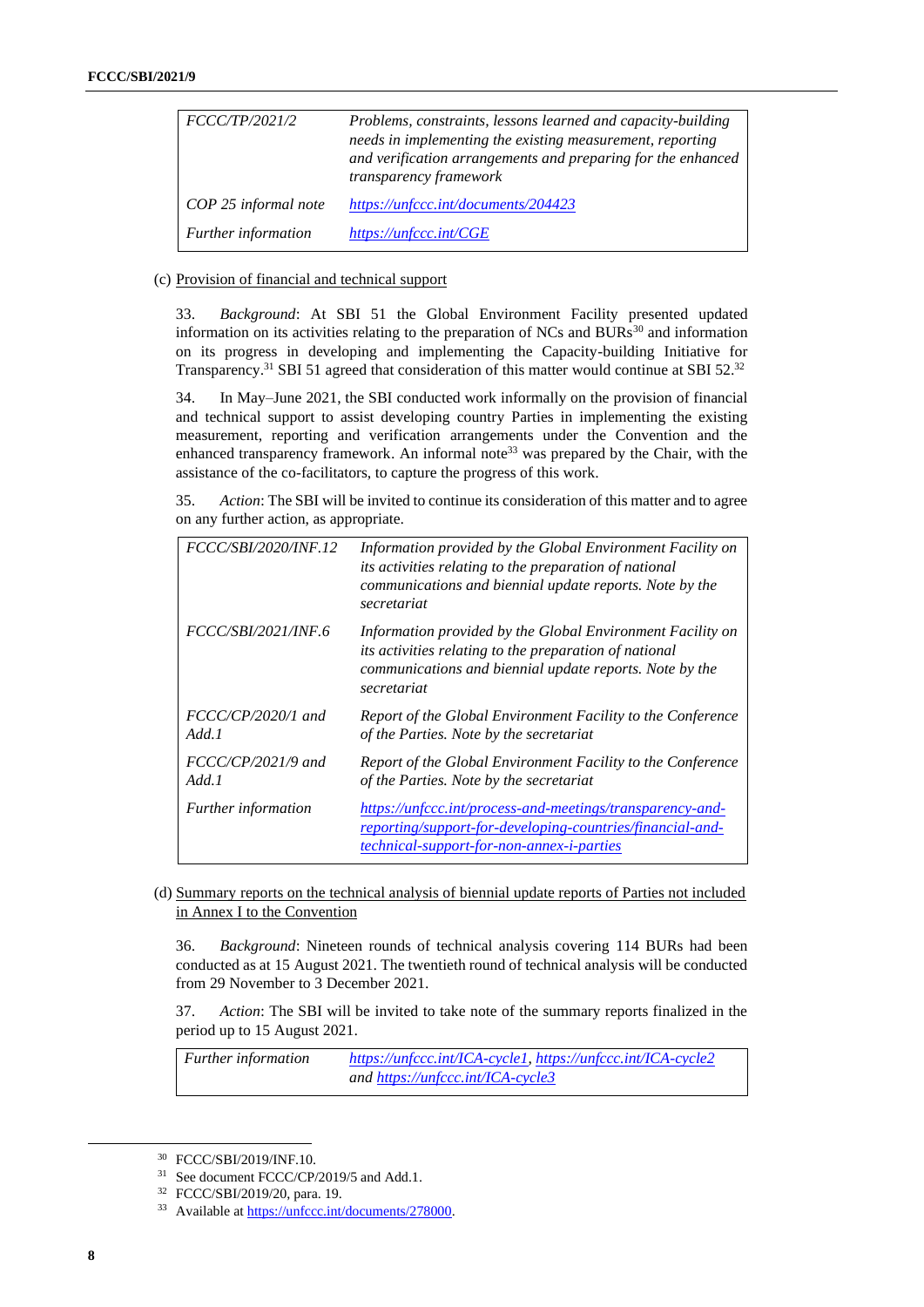| | |
|---|---|
| *FCCC/TP/2021/2* | *Problems, constraints, lessons learned and capacity-building needs in implementing the existing measurement, reporting and verification arrangements and preparing for the enhanced transparency framework* |
| *COP 25 informal note* | *https://unfccc.int/documents/204423* |
| *Further information* | *https://unfccc.int/CGE* |

(c) Provision of financial and technical support

33. *Background*: At SBI 51 the Global Environment Facility presented updated information on its activities relating to the preparation of NCs and BURs[30] and information on its progress in developing and implementing the Capacity-building Initiative for Transparency.[31] SBI 51 agreed that consideration of this matter would continue at SBI 52.[32]

34. In May–June 2021, the SBI conducted work informally on the provision of financial and technical support to assist developing country Parties in implementing the existing measurement, reporting and verification arrangements under the Convention and the enhanced transparency framework. An informal note[33] was prepared by the Chair, with the assistance of the co-facilitators, to capture the progress of this work.

35. *Action*: The SBI will be invited to continue its consideration of this matter and to agree on any further action, as appropriate.

| | |
|---|---|
| *FCCC/SBI/2020/INF.12* | *Information provided by the Global Environment Facility on its activities relating to the preparation of national communications and biennial update reports. Note by the secretariat* |
| *FCCC/SBI/2021/INF.6* | *Information provided by the Global Environment Facility on its activities relating to the preparation of national communications and biennial update reports. Note by the secretariat* |
| *FCCC/CP/2020/1 and Add.1* | *Report of the Global Environment Facility to the Conference of the Parties. Note by the secretariat* |
| *FCCC/CP/2021/9 and Add.1* | *Report of the Global Environment Facility to the Conference of the Parties. Note by the secretariat* |
| *Further information* | *https://unfccc.int/process-and-meetings/transparency-and-reporting/support-for-developing-countries/financial-and-technical-support-for-non-annex-i-parties* |

(d) Summary reports on the technical analysis of biennial update reports of Parties not included in Annex I to the Convention

36. *Background*: Nineteen rounds of technical analysis covering 114 BURs had been conducted as at 15 August 2021. The twentieth round of technical analysis will be conducted from 29 November to 3 December 2021.

37. *Action*: The SBI will be invited to take note of the summary reports finalized in the period up to 15 August 2021.

| | |
|---|---|
| *Further information* | *https://unfccc.int/ICA-cycle1, https://unfccc.int/ICA-cycle2 and https://unfccc.int/ICA-cycle3* |

---

[30] FCCC/SBI/2019/INF.10.

[31] See document FCCC/CP/2019/5 and Add.1.

[32] FCCC/SBI/2019/20, para. 19.

[33] Available at https://unfccc.int/documents/278000.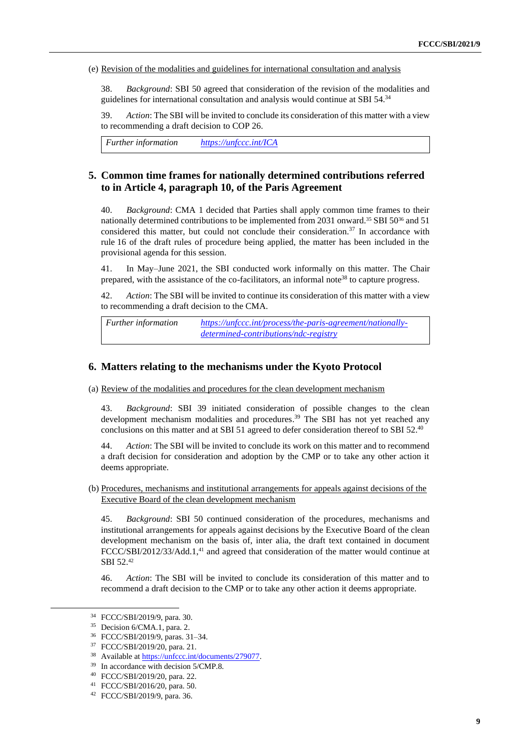(e) Revision of the modalities and guidelines for international consultation and analysis

38. *Background*: SBI 50 agreed that consideration of the revision of the modalities and guidelines for international consultation and analysis would continue at SBI 54.[34]

39. *Action*: The SBI will be invited to conclude its consideration of this matter with a view to recommending a draft decision to COP 26.

| *Further information* | https://unfccc.int/ICA |
|---|---|

## 5. Common time frames for nationally determined contributions referred to in Article 4, paragraph 10, of the Paris Agreement

40. *Background*: CMA 1 decided that Parties shall apply common time frames to their nationally determined contributions to be implemented from 2031 onward.[35] SBI 50[36] and 51 considered this matter, but could not conclude their consideration.[37] In accordance with rule 16 of the draft rules of procedure being applied, the matter has been included in the provisional agenda for this session.

41. In May–June 2021, the SBI conducted work informally on this matter. The Chair prepared, with the assistance of the co-facilitators, an informal note[38] to capture progress.

42. *Action*: The SBI will be invited to continue its consideration of this matter with a view to recommending a draft decision to the CMA.

| *Further information* | https://unfccc.int/process/the-paris-agreement/nationally-determined-contributions/ndc-registry |
|---|---|

## 6. Matters relating to the mechanisms under the Kyoto Protocol

(a) Review of the modalities and procedures for the clean development mechanism

43. *Background*: SBI 39 initiated consideration of possible changes to the clean development mechanism modalities and procedures.[39] The SBI has not yet reached any conclusions on this matter and at SBI 51 agreed to defer consideration thereof to SBI 52.[40]

44. *Action*: The SBI will be invited to conclude its work on this matter and to recommend a draft decision for consideration and adoption by the CMP or to take any other action it deems appropriate.

(b) Procedures, mechanisms and institutional arrangements for appeals against decisions of the Executive Board of the clean development mechanism

45. *Background*: SBI 50 continued consideration of the procedures, mechanisms and institutional arrangements for appeals against decisions by the Executive Board of the clean development mechanism on the basis of, inter alia, the draft text contained in document FCCC/SBI/2012/33/Add.1,[41] and agreed that consideration of the matter would continue at SBI 52.[42]

46. *Action*: The SBI will be invited to conclude its consideration of this matter and to recommend a draft decision to the CMP or to take any other action it deems appropriate.

---

[34] FCCC/SBI/2019/9, para. 30.

[35] Decision 6/CMA.1, para. 2.

[36] FCCC/SBI/2019/9, paras. 31–34.

[37] FCCC/SBI/2019/20, para. 21.

[38] Available at https://unfccc.int/documents/279077.

[39] In accordance with decision 5/CMP.8.

[40] FCCC/SBI/2019/20, para. 22.

[41] FCCC/SBI/2016/20, para. 50.

[42] FCCC/SBI/2019/9, para. 36.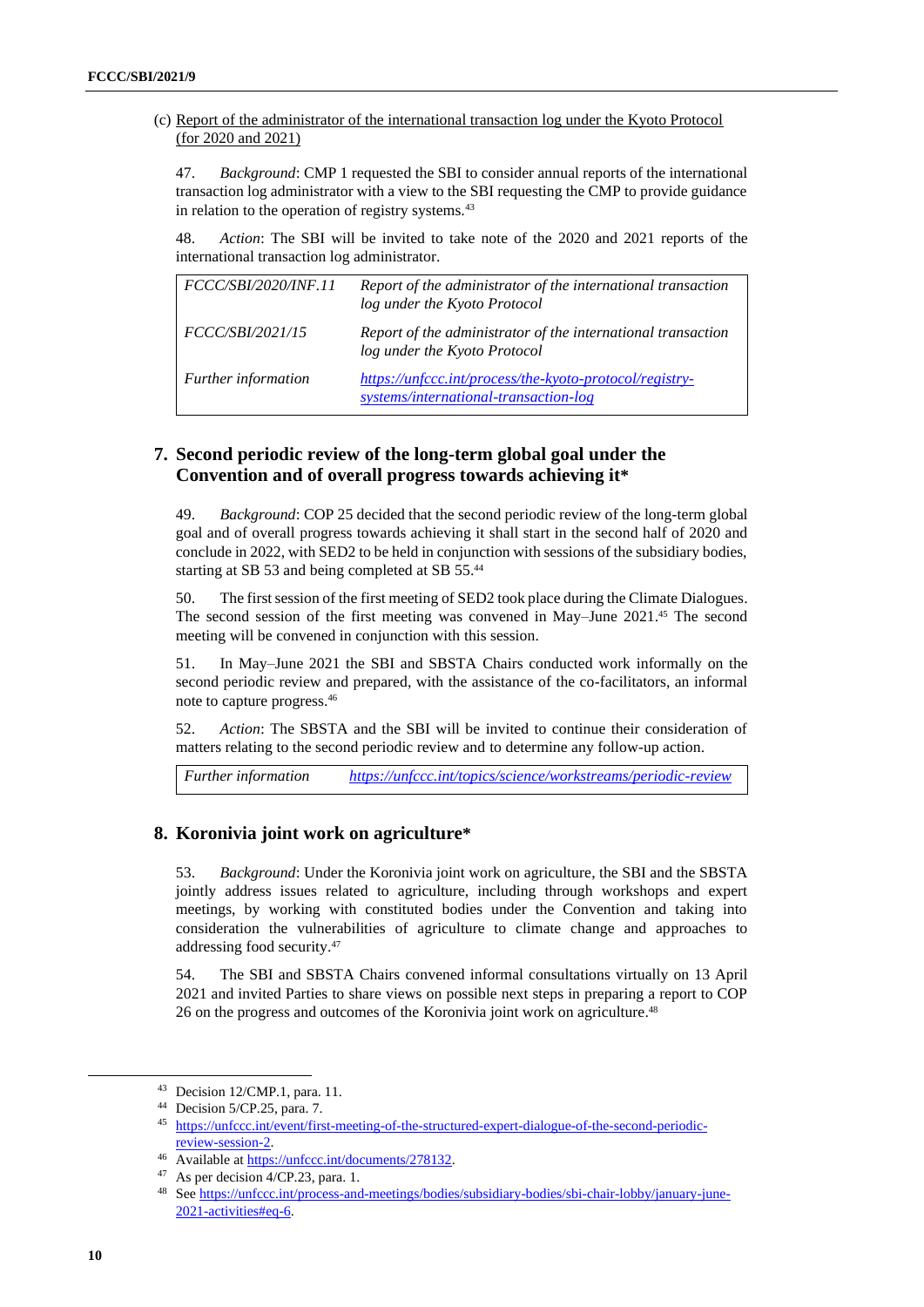(c) Report of the administrator of the international transaction log under the Kyoto Protocol (for 2020 and 2021)

47. *Background*: CMP 1 requested the SBI to consider annual reports of the international transaction log administrator with a view to the SBI requesting the CMP to provide guidance in relation to the operation of registry systems.[43]

48. *Action*: The SBI will be invited to take note of the 2020 and 2021 reports of the international transaction log administrator.

| | |
|---|---|
| *FCCC/SBI/2020/INF.11* | *Report of the administrator of the international transaction log under the Kyoto Protocol* |
| *FCCC/SBI/2021/15* | *Report of the administrator of the international transaction log under the Kyoto Protocol* |
| *Further information* | *https://unfccc.int/process/the-kyoto-protocol/registry-systems/international-transaction-log* |

## 7. Second periodic review of the long-term global goal under the Convention and of overall progress towards achieving it*

49. *Background*: COP 25 decided that the second periodic review of the long-term global goal and of overall progress towards achieving it shall start in the second half of 2020 and conclude in 2022, with SED2 to be held in conjunction with sessions of the subsidiary bodies, starting at SB 53 and being completed at SB 55.[44]

50. The first session of the first meeting of SED2 took place during the Climate Dialogues. The second session of the first meeting was convened in May–June 2021.[45] The second meeting will be convened in conjunction with this session.

51. In May–June 2021 the SBI and SBSTA Chairs conducted work informally on the second periodic review and prepared, with the assistance of the co-facilitators, an informal note to capture progress.[46]

52. *Action*: The SBSTA and the SBI will be invited to continue their consideration of matters relating to the second periodic review and to determine any follow-up action.

| | |
|---|---|
| *Further information* | *https://unfccc.int/topics/science/workstreams/periodic-review* |

## 8. Koronivia joint work on agriculture*

53. *Background*: Under the Koronivia joint work on agriculture, the SBI and the SBSTA jointly address issues related to agriculture, including through workshops and expert meetings, by working with constituted bodies under the Convention and taking into consideration the vulnerabilities of agriculture to climate change and approaches to addressing food security.[47]

54. The SBI and SBSTA Chairs convened informal consultations virtually on 13 April 2021 and invited Parties to share views on possible next steps in preparing a report to COP 26 on the progress and outcomes of the Koronivia joint work on agriculture.[48]

---

[43] Decision 12/CMP.1, para. 11.

[44] Decision 5/CP.25, para. 7.

[45] https://unfccc.int/event/first-meeting-of-the-structured-expert-dialogue-of-the-second-periodic-review-session-2.

[46] Available at https://unfccc.int/documents/278132.

[47] As per decision 4/CP.23, para. 1.

[48] See https://unfccc.int/process-and-meetings/bodies/subsidiary-bodies/sbi-chair-lobby/january-june-2021-activities#eq-6.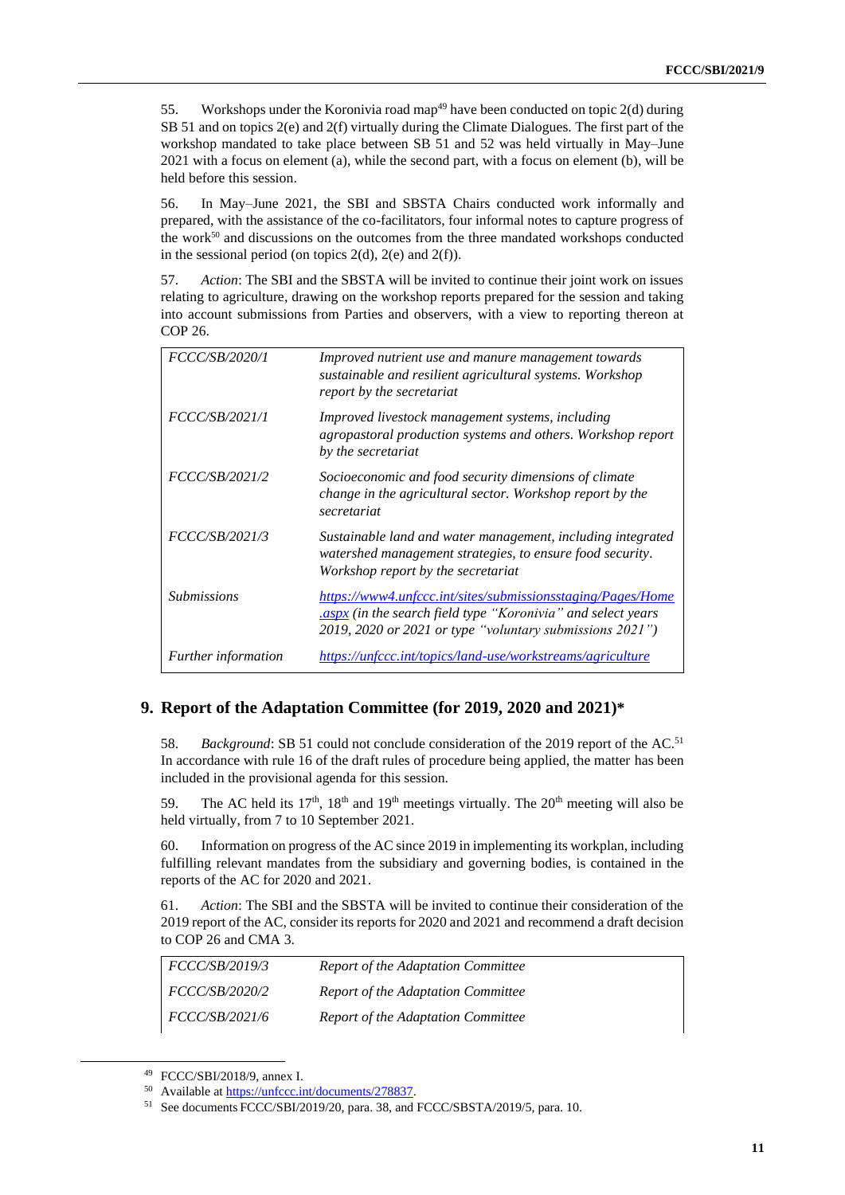55. Workshops under the Koronivia road map[49] have been conducted on topic 2(d) during SB 51 and on topics 2(e) and 2(f) virtually during the Climate Dialogues. The first part of the workshop mandated to take place between SB 51 and 52 was held virtually in May–June 2021 with a focus on element (a), while the second part, with a focus on element (b), will be held before this session.

56. In May–June 2021, the SBI and SBSTA Chairs conducted work informally and prepared, with the assistance of the co-facilitators, four informal notes to capture progress of the work[50] and discussions on the outcomes from the three mandated workshops conducted in the sessional period (on topics 2(d), 2(e) and 2(f)).

57. *Action*: The SBI and the SBSTA will be invited to continue their joint work on issues relating to agriculture, drawing on the workshop reports prepared for the session and taking into account submissions from Parties and observers, with a view to reporting thereon at COP 26.

| | |
|---|---|
| *FCCC/SB/2020/1* | *Improved nutrient use and manure management towards sustainable and resilient agricultural systems. Workshop report by the secretariat* |
| *FCCC/SB/2021/1* | *Improved livestock management systems, including agropastoral production systems and others. Workshop report by the secretariat* |
| *FCCC/SB/2021/2* | *Socioeconomic and food security dimensions of climate change in the agricultural sector. Workshop report by the secretariat* |
| *FCCC/SB/2021/3* | *Sustainable land and water management, including integrated watershed management strategies, to ensure food security. Workshop report by the secretariat* |
| *Submissions* | *https://www4.unfccc.int/sites/submissionsstaging/Pages/Home.aspx (in the search field type "Koronivia" and select years 2019, 2020 or 2021 or type "voluntary submissions 2021")* |
| *Further information* | *https://unfccc.int/topics/land-use/workstreams/agriculture* |

## 9. Report of the Adaptation Committee (for 2019, 2020 and 2021)*

58. *Background*: SB 51 could not conclude consideration of the 2019 report of the AC.[51] In accordance with rule 16 of the draft rules of procedure being applied, the matter has been included in the provisional agenda for this session.

59. The AC held its 17th, 18th and 19th meetings virtually. The 20th meeting will also be held virtually, from 7 to 10 September 2021.

60. Information on progress of the AC since 2019 in implementing its workplan, including fulfilling relevant mandates from the subsidiary and governing bodies, is contained in the reports of the AC for 2020 and 2021.

61. *Action*: The SBI and the SBSTA will be invited to continue their consideration of the 2019 report of the AC, consider its reports for 2020 and 2021 and recommend a draft decision to COP 26 and CMA 3.

| | |
|---|---|
| *FCCC/SB/2019/3* | *Report of the Adaptation Committee* |
| *FCCC/SB/2020/2* | *Report of the Adaptation Committee* |
| *FCCC/SB/2021/6* | *Report of the Adaptation Committee* |

[49] FCCC/SBI/2018/9, annex I.

[50] Available at https://unfccc.int/documents/278837.

[51] See documents FCCC/SBI/2019/20, para. 38, and FCCC/SBSTA/2019/5, para. 10.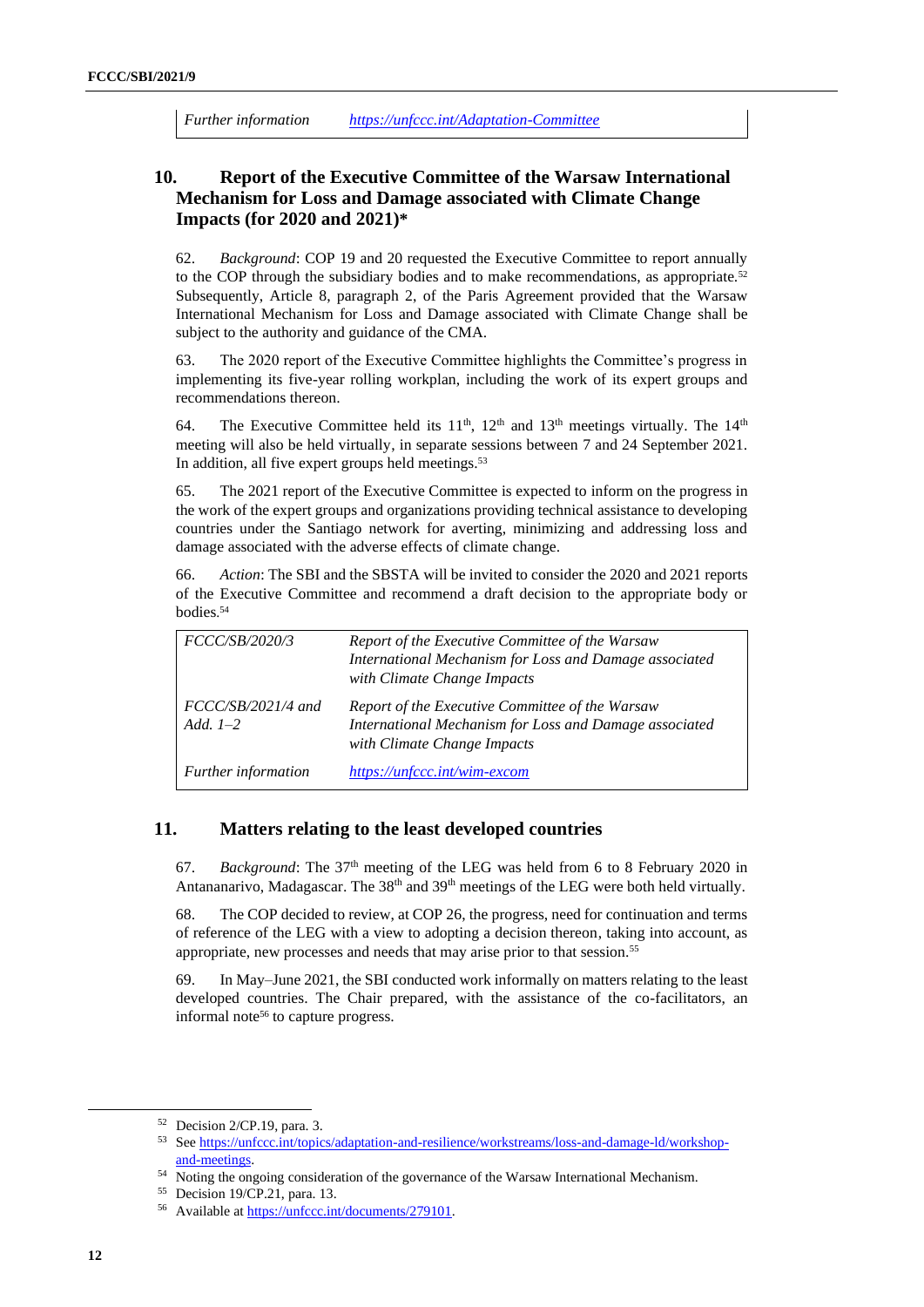| | |
|---|---|
| *Further information* | https://unfccc.int/Adaptation-Committee |

## 10. Report of the Executive Committee of the Warsaw International Mechanism for Loss and Damage associated with Climate Change Impacts (for 2020 and 2021)*

62. *Background*: COP 19 and 20 requested the Executive Committee to report annually to the COP through the subsidiary bodies and to make recommendations, as appropriate.[52] Subsequently, Article 8, paragraph 2, of the Paris Agreement provided that the Warsaw International Mechanism for Loss and Damage associated with Climate Change shall be subject to the authority and guidance of the CMA.

63. The 2020 report of the Executive Committee highlights the Committee's progress in implementing its five-year rolling workplan, including the work of its expert groups and recommendations thereon.

64. The Executive Committee held its 11th, 12th and 13th meetings virtually. The 14th meeting will also be held virtually, in separate sessions between 7 and 24 September 2021. In addition, all five expert groups held meetings.[53]

65. The 2021 report of the Executive Committee is expected to inform on the progress in the work of the expert groups and organizations providing technical assistance to developing countries under the Santiago network for averting, minimizing and addressing loss and damage associated with the adverse effects of climate change.

66. *Action*: The SBI and the SBSTA will be invited to consider the 2020 and 2021 reports of the Executive Committee and recommend a draft decision to the appropriate body or bodies.[54]

| | |
|---|---|
| *FCCC/SB/2020/3* | *Report of the Executive Committee of the Warsaw International Mechanism for Loss and Damage associated with Climate Change Impacts* |
| *FCCC/SB/2021/4 and Add. 1–2* | *Report of the Executive Committee of the Warsaw International Mechanism for Loss and Damage associated with Climate Change Impacts* |
| *Further information* | https://unfccc.int/wim-excom |

## 11. Matters relating to the least developed countries

67. *Background*: The 37th meeting of the LEG was held from 6 to 8 February 2020 in Antananarivo, Madagascar. The 38th and 39th meetings of the LEG were both held virtually.

68. The COP decided to review, at COP 26, the progress, need for continuation and terms of reference of the LEG with a view to adopting a decision thereon, taking into account, as appropriate, new processes and needs that may arise prior to that session.[55]

69. In May–June 2021, the SBI conducted work informally on matters relating to the least developed countries. The Chair prepared, with the assistance of the co-facilitators, an informal note[56] to capture progress.

---

[52] Decision 2/CP.19, para. 3.

[53] See https://unfccc.int/topics/adaptation-and-resilience/workstreams/loss-and-damage-ld/workshop-and-meetings.

[54] Noting the ongoing consideration of the governance of the Warsaw International Mechanism.

[55] Decision 19/CP.21, para. 13.

[56] Available at https://unfccc.int/documents/279101.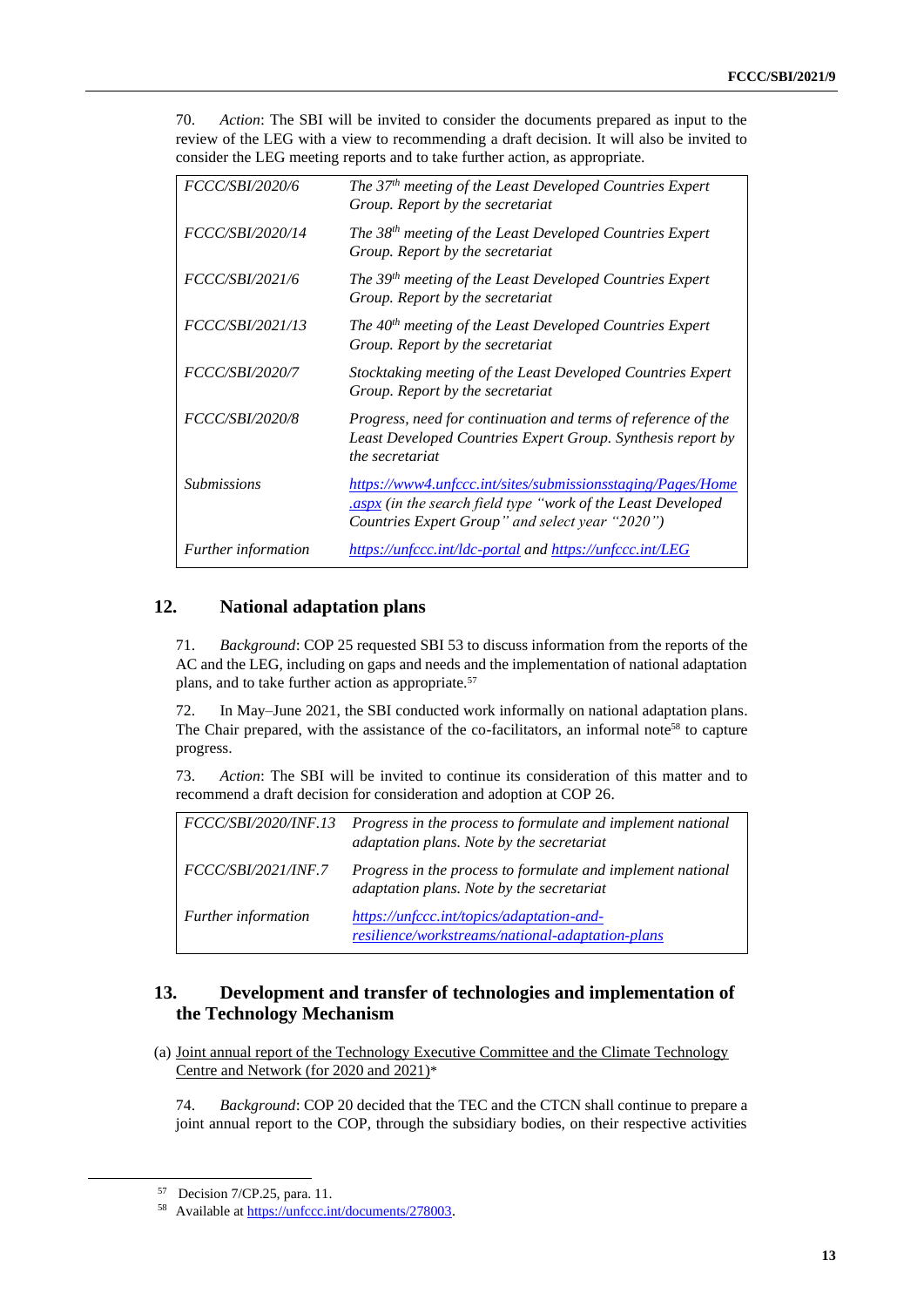70. *Action*: The SBI will be invited to consider the documents prepared as input to the review of the LEG with a view to recommending a draft decision. It will also be invited to consider the LEG meeting reports and to take further action, as appropriate.

| | |
|---|---|
| *FCCC/SBI/2020/6* | *The 37th meeting of the Least Developed Countries Expert Group. Report by the secretariat* |
| *FCCC/SBI/2020/14* | *The 38th meeting of the Least Developed Countries Expert Group. Report by the secretariat* |
| *FCCC/SBI/2021/6* | *The 39th meeting of the Least Developed Countries Expert Group. Report by the secretariat* |
| *FCCC/SBI/2021/13* | *The 40th meeting of the Least Developed Countries Expert Group. Report by the secretariat* |
| *FCCC/SBI/2020/7* | *Stocktaking meeting of the Least Developed Countries Expert Group. Report by the secretariat* |
| *FCCC/SBI/2020/8* | *Progress, need for continuation and terms of reference of the Least Developed Countries Expert Group. Synthesis report by the secretariat* |
| *Submissions* | *https://www4.unfccc.int/sites/submissionsstaging/Pages/Home.aspx (in the search field type "work of the Least Developed Countries Expert Group" and select year "2020")* |
| *Further information* | *https://unfccc.int/ldc-portal and https://unfccc.int/LEG* |

## 12. National adaptation plans

71. *Background*: COP 25 requested SBI 53 to discuss information from the reports of the AC and the LEG, including on gaps and needs and the implementation of national adaptation plans, and to take further action as appropriate.[57]

72. In May–June 2021, the SBI conducted work informally on national adaptation plans. The Chair prepared, with the assistance of the co-facilitators, an informal note[58] to capture progress.

73. *Action*: The SBI will be invited to continue its consideration of this matter and to recommend a draft decision for consideration and adoption at COP 26.

| | |
|---|---|
| *FCCC/SBI/2020/INF.13* | *Progress in the process to formulate and implement national adaptation plans. Note by the secretariat* |
| *FCCC/SBI/2021/INF.7* | *Progress in the process to formulate and implement national adaptation plans. Note by the secretariat* |
| *Further information* | *https://unfccc.int/topics/adaptation-and-resilience/workstreams/national-adaptation-plans* |

## 13. Development and transfer of technologies and implementation of the Technology Mechanism

(a) Joint annual report of the Technology Executive Committee and the Climate Technology Centre and Network (for 2020 and 2021)*

74. *Background*: COP 20 decided that the TEC and the CTCN shall continue to prepare a joint annual report to the COP, through the subsidiary bodies, on their respective activities

---

[57] Decision 7/CP.25, para. 11.

[58] Available at https://unfccc.int/documents/278003.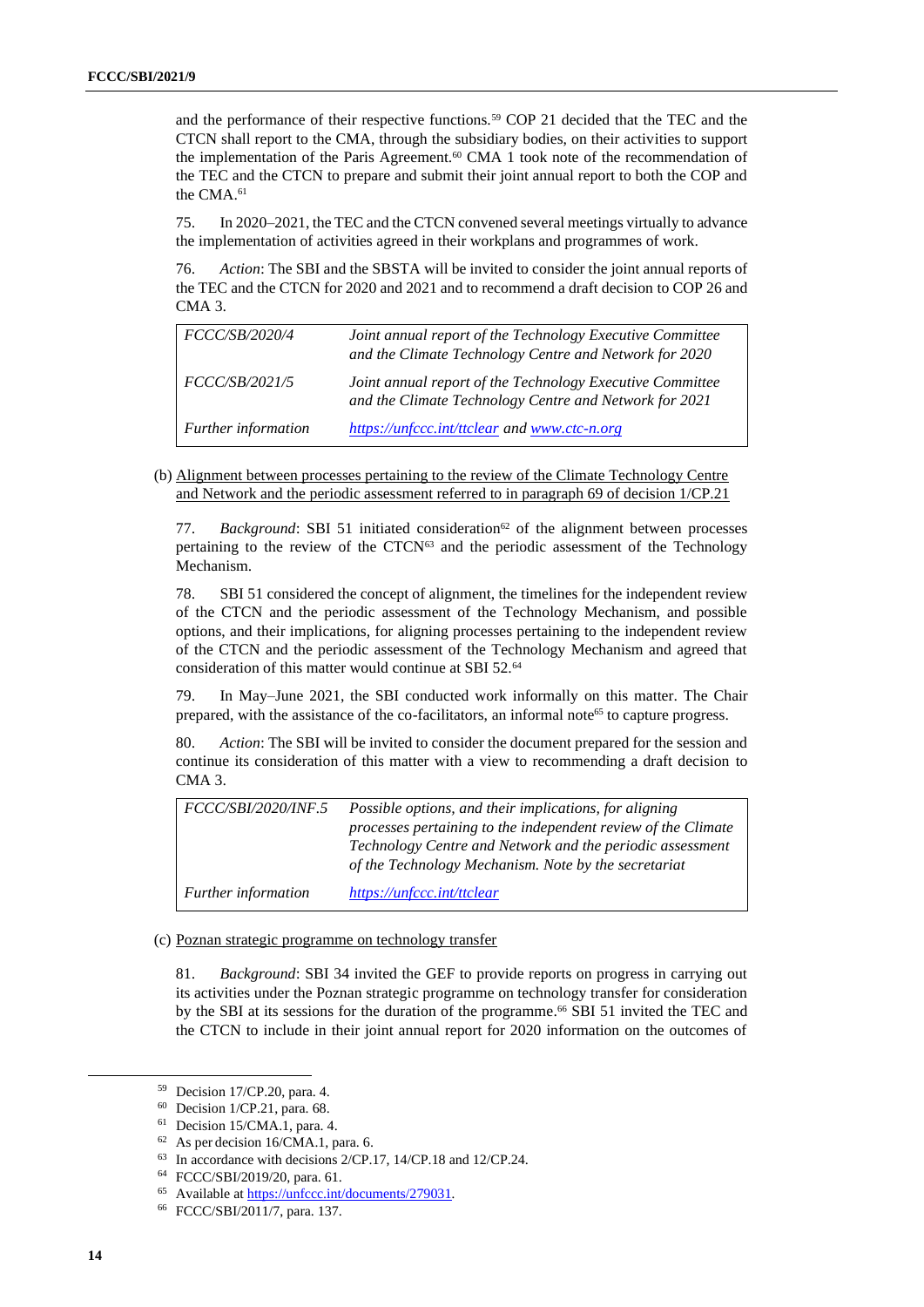and the performance of their respective functions.[59] COP 21 decided that the TEC and the CTCN shall report to the CMA, through the subsidiary bodies, on their activities to support the implementation of the Paris Agreement.[60] CMA 1 took note of the recommendation of the TEC and the CTCN to prepare and submit their joint annual report to both the COP and the CMA.[61]

75. In 2020–2021, the TEC and the CTCN convened several meetings virtually to advance the implementation of activities agreed in their workplans and programmes of work.

76. *Action*: The SBI and the SBSTA will be invited to consider the joint annual reports of the TEC and the CTCN for 2020 and 2021 and to recommend a draft decision to COP 26 and CMA 3.

| | |
|---|---|
| *FCCC/SB/2020/4* | *Joint annual report of the Technology Executive Committee and the Climate Technology Centre and Network for 2020* |
| *FCCC/SB/2021/5* | *Joint annual report of the Technology Executive Committee and the Climate Technology Centre and Network for 2021* |
| *Further information* | *https://unfccc.int/ttclear and www.ctc-n.org* |

(b) Alignment between processes pertaining to the review of the Climate Technology Centre and Network and the periodic assessment referred to in paragraph 69 of decision 1/CP.21

77. *Background*: SBI 51 initiated consideration[62] of the alignment between processes pertaining to the review of the CTCN[63] and the periodic assessment of the Technology Mechanism.

78. SBI 51 considered the concept of alignment, the timelines for the independent review of the CTCN and the periodic assessment of the Technology Mechanism, and possible options, and their implications, for aligning processes pertaining to the independent review of the CTCN and the periodic assessment of the Technology Mechanism and agreed that consideration of this matter would continue at SBI 52.[64]

79. In May–June 2021, the SBI conducted work informally on this matter. The Chair prepared, with the assistance of the co-facilitators, an informal note[65] to capture progress.

80. *Action*: The SBI will be invited to consider the document prepared for the session and continue its consideration of this matter with a view to recommending a draft decision to CMA 3.

| | |
|---|---|
| *FCCC/SBI/2020/INF.5* | *Possible options, and their implications, for aligning processes pertaining to the independent review of the Climate Technology Centre and Network and the periodic assessment of the Technology Mechanism. Note by the secretariat* |
| *Further information* | *https://unfccc.int/ttclear* |

(c) Poznan strategic programme on technology transfer

81. *Background*: SBI 34 invited the GEF to provide reports on progress in carrying out its activities under the Poznan strategic programme on technology transfer for consideration by the SBI at its sessions for the duration of the programme.[66] SBI 51 invited the TEC and the CTCN to include in their joint annual report for 2020 information on the outcomes of

---

[59] Decision 17/CP.20, para. 4.

[60] Decision 1/CP.21, para. 68.

[61] Decision 15/CMA.1, para. 4.

[62] As per decision 16/CMA.1, para. 6.

[63] In accordance with decisions 2/CP.17, 14/CP.18 and 12/CP.24.

[64] FCCC/SBI/2019/20, para. 61.

[65] Available at https://unfccc.int/documents/279031.

[66] FCCC/SBI/2011/7, para. 137.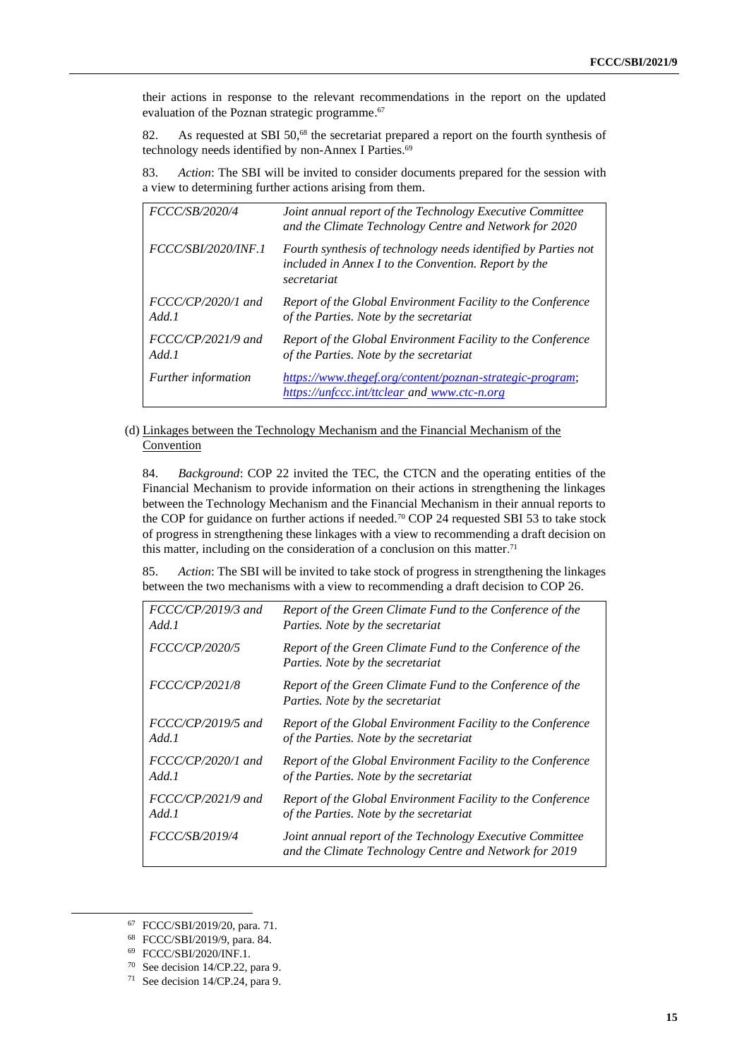their actions in response to the relevant recommendations in the report on the updated evaluation of the Poznan strategic programme.[67]

82. As requested at SBI 50,[68] the secretariat prepared a report on the fourth synthesis of technology needs identified by non-Annex I Parties.[69]

83. *Action*: The SBI will be invited to consider documents prepared for the session with a view to determining further actions arising from them.

| | |
|---|---|
| *FCCC/SB/2020/4* | *Joint annual report of the Technology Executive Committee and the Climate Technology Centre and Network for 2020* |
| *FCCC/SBI/2020/INF.1* | *Fourth synthesis of technology needs identified by Parties not included in Annex I to the Convention. Report by the secretariat* |
| *FCCC/CP/2020/1 and Add.1* | *Report of the Global Environment Facility to the Conference of the Parties. Note by the secretariat* |
| *FCCC/CP/2021/9 and Add.1* | *Report of the Global Environment Facility to the Conference of the Parties. Note by the secretariat* |
| *Further information* | *https://www.thegef.org/content/poznan-strategic-program; https://unfccc.int/ttclear and www.ctc-n.org* |

(d) Linkages between the Technology Mechanism and the Financial Mechanism of the Convention

84. *Background*: COP 22 invited the TEC, the CTCN and the operating entities of the Financial Mechanism to provide information on their actions in strengthening the linkages between the Technology Mechanism and the Financial Mechanism in their annual reports to the COP for guidance on further actions if needed.[70] COP 24 requested SBI 53 to take stock of progress in strengthening these linkages with a view to recommending a draft decision on this matter, including on the consideration of a conclusion on this matter.[71]

85. *Action*: The SBI will be invited to take stock of progress in strengthening the linkages between the two mechanisms with a view to recommending a draft decision to COP 26.

| | |
|---|---|
| *FCCC/CP/2019/3 and Add.1* | *Report of the Green Climate Fund to the Conference of the Parties. Note by the secretariat* |
| *FCCC/CP/2020/5* | *Report of the Green Climate Fund to the Conference of the Parties. Note by the secretariat* |
| *FCCC/CP/2021/8* | *Report of the Green Climate Fund to the Conference of the Parties. Note by the secretariat* |
| *FCCC/CP/2019/5 and Add.1* | *Report of the Global Environment Facility to the Conference of the Parties. Note by the secretariat* |
| *FCCC/CP/2020/1 and Add.1* | *Report of the Global Environment Facility to the Conference of the Parties. Note by the secretariat* |
| *FCCC/CP/2021/9 and Add.1* | *Report of the Global Environment Facility to the Conference of the Parties. Note by the secretariat* |
| *FCCC/SB/2019/4* | *Joint annual report of the Technology Executive Committee and the Climate Technology Centre and Network for 2019* |

[67] FCCC/SBI/2019/20, para. 71.

[68] FCCC/SBI/2019/9, para. 84.

[69] FCCC/SBI/2020/INF.1.

[70] See decision 14/CP.22, para 9.

[71] See decision 14/CP.24, para 9.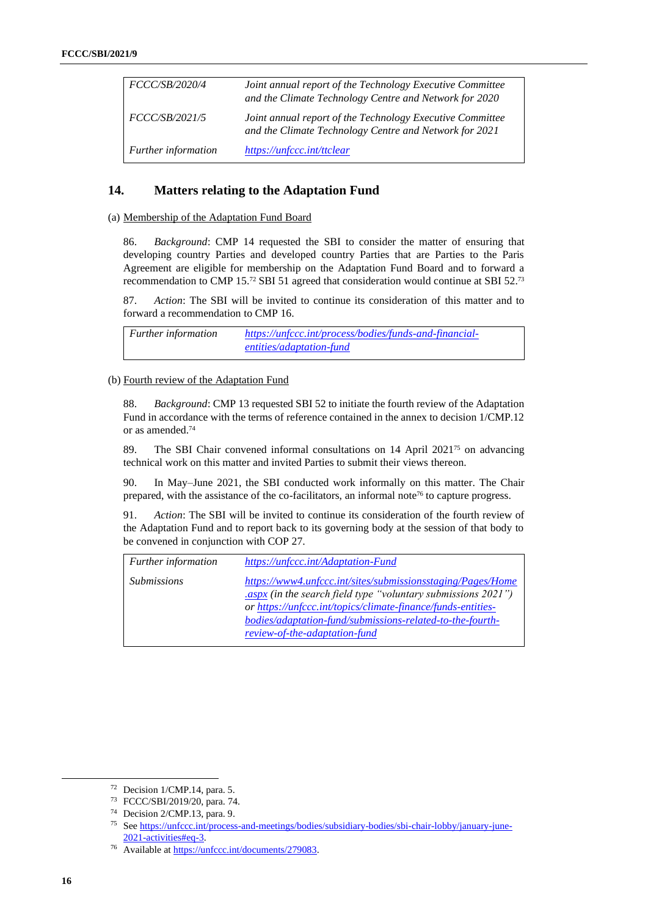| | |
|---|---|
| *FCCC/SB/2020/4* | *Joint annual report of the Technology Executive Committee and the Climate Technology Centre and Network for 2020* |
| *FCCC/SB/2021/5* | *Joint annual report of the Technology Executive Committee and the Climate Technology Centre and Network for 2021* |
| *Further information* | *https://unfccc.int/ttclear* |

## 14. Matters relating to the Adaptation Fund

(a) Membership of the Adaptation Fund Board

86. *Background*: CMP 14 requested the SBI to consider the matter of ensuring that developing country Parties and developed country Parties that are Parties to the Paris Agreement are eligible for membership on the Adaptation Fund Board and to forward a recommendation to CMP 15.[72] SBI 51 agreed that consideration would continue at SBI 52.[73]

87. *Action*: The SBI will be invited to continue its consideration of this matter and to forward a recommendation to CMP 16.

| | |
|---|---|
| *Further information* | *https://unfccc.int/process/bodies/funds-and-financial-entities/adaptation-fund* |

(b) Fourth review of the Adaptation Fund

88. *Background*: CMP 13 requested SBI 52 to initiate the fourth review of the Adaptation Fund in accordance with the terms of reference contained in the annex to decision 1/CMP.12 or as amended.[74]

89. The SBI Chair convened informal consultations on 14 April 2021[75] on advancing technical work on this matter and invited Parties to submit their views thereon.

90. In May–June 2021, the SBI conducted work informally on this matter. The Chair prepared, with the assistance of the co-facilitators, an informal note[76] to capture progress.

91. *Action*: The SBI will be invited to continue its consideration of the fourth review of the Adaptation Fund and to report back to its governing body at the session of that body to be convened in conjunction with COP 27.

| | |
|---|---|
| *Further information* | *https://unfccc.int/Adaptation-Fund* |
| *Submissions* | *https://www4.unfccc.int/sites/submissionsstaging/Pages/Home.aspx (in the search field type "voluntary submissions 2021") or https://unfccc.int/topics/climate-finance/funds-entities-bodies/adaptation-fund/submissions-related-to-the-fourth-review-of-the-adaptation-fund* |

---

[72] Decision 1/CMP.14, para. 5.

[73] FCCC/SBI/2019/20, para. 74.

[74] Decision 2/CMP.13, para. 9.

[75] See https://unfccc.int/process-and-meetings/bodies/subsidiary-bodies/sbi-chair-lobby/january-june-2021-activities#eq-3.

[76] Available at https://unfccc.int/documents/279083.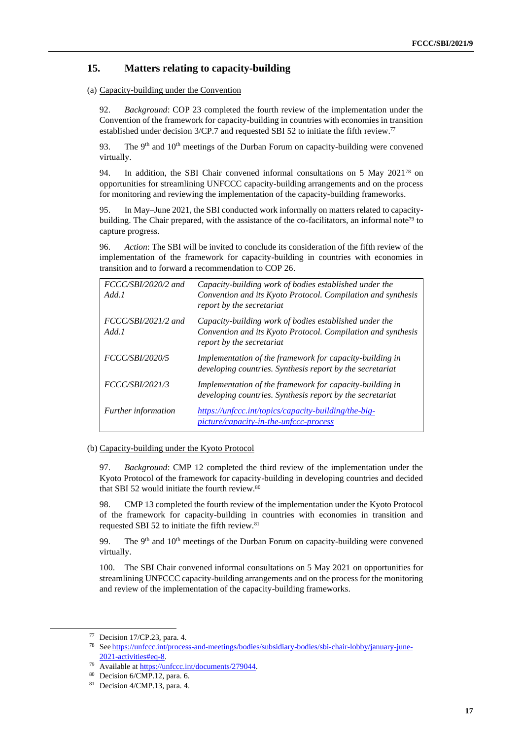## 15. Matters relating to capacity-building

(a) Capacity-building under the Convention

92. *Background*: COP 23 completed the fourth review of the implementation under the Convention of the framework for capacity-building in countries with economies in transition established under decision 3/CP.7 and requested SBI 52 to initiate the fifth review.[77]

93. The 9th and 10th meetings of the Durban Forum on capacity-building were convened virtually.

94. In addition, the SBI Chair convened informal consultations on 5 May 2021[78] on opportunities for streamlining UNFCCC capacity-building arrangements and on the process for monitoring and reviewing the implementation of the capacity-building frameworks.

95. In May–June 2021, the SBI conducted work informally on matters related to capacity-building. The Chair prepared, with the assistance of the co-facilitators, an informal note[79] to capture progress.

96. *Action*: The SBI will be invited to conclude its consideration of the fifth review of the implementation of the framework for capacity-building in countries with economies in transition and to forward a recommendation to COP 26.

| | |
|---|---|
| *FCCC/SBI/2020/2 and Add.1* | *Capacity-building work of bodies established under the Convention and its Kyoto Protocol. Compilation and synthesis report by the secretariat* |
| *FCCC/SBI/2021/2 and Add.1* | *Capacity-building work of bodies established under the Convention and its Kyoto Protocol. Compilation and synthesis report by the secretariat* |
| *FCCC/SBI/2020/5* | *Implementation of the framework for capacity-building in developing countries. Synthesis report by the secretariat* |
| *FCCC/SBI/2021/3* | *Implementation of the framework for capacity-building in developing countries. Synthesis report by the secretariat* |
| *Further information* | *https://unfccc.int/topics/capacity-building/the-big-picture/capacity-in-the-unfccc-process* |

(b) Capacity-building under the Kyoto Protocol

97. *Background*: CMP 12 completed the third review of the implementation under the Kyoto Protocol of the framework for capacity-building in developing countries and decided that SBI 52 would initiate the fourth review.[80]

98. CMP 13 completed the fourth review of the implementation under the Kyoto Protocol of the framework for capacity-building in countries with economies in transition and requested SBI 52 to initiate the fifth review.[81]

99. The 9th and 10th meetings of the Durban Forum on capacity-building were convened virtually.

100. The SBI Chair convened informal consultations on 5 May 2021 on opportunities for streamlining UNFCCC capacity-building arrangements and on the process for the monitoring and review of the implementation of the capacity-building frameworks.

---

[77] Decision 17/CP.23, para. 4.

[78] See https://unfccc.int/process-and-meetings/bodies/subsidiary-bodies/sbi-chair-lobby/january-june-2021-activities#eq-8.

[79] Available at https://unfccc.int/documents/279044.

[80] Decision 6/CMP.12, para. 6.

[81] Decision 4/CMP.13, para. 4.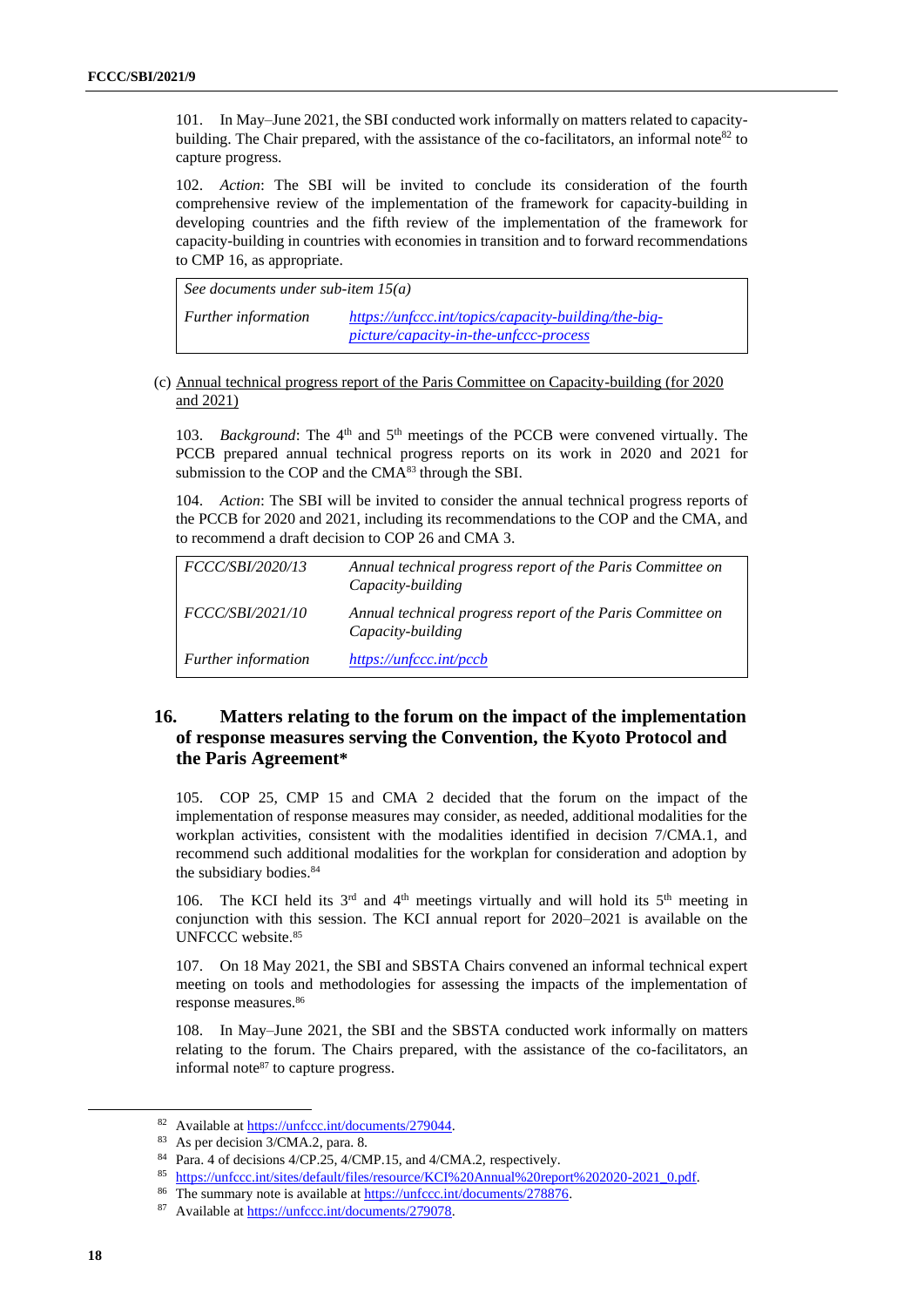101. In May–June 2021, the SBI conducted work informally on matters related to capacity-building. The Chair prepared, with the assistance of the co-facilitators, an informal note[82] to capture progress.

102. *Action*: The SBI will be invited to conclude its consideration of the fourth comprehensive review of the implementation of the framework for capacity-building in developing countries and the fifth review of the implementation of the framework for capacity-building in countries with economies in transition and to forward recommendations to CMP 16, as appropriate.

| *See documents under sub-item 15(a)* | |
|---|---|
| *Further information* | *https://unfccc.int/topics/capacity-building/the-big-picture/capacity-in-the-unfccc-process* |

(c) Annual technical progress report of the Paris Committee on Capacity-building (for 2020 and 2021)

103. *Background*: The 4th and 5th meetings of the PCCB were convened virtually. The PCCB prepared annual technical progress reports on its work in 2020 and 2021 for submission to the COP and the CMA[83] through the SBI.

104. *Action*: The SBI will be invited to consider the annual technical progress reports of the PCCB for 2020 and 2021, including its recommendations to the COP and the CMA, and to recommend a draft decision to COP 26 and CMA 3.

| *FCCC/SBI/2020/13* | *Annual technical progress report of the Paris Committee on Capacity-building* |
|---|---|
| *FCCC/SBI/2021/10* | *Annual technical progress report of the Paris Committee on Capacity-building* |
| *Further information* | *https://unfccc.int/pccb* |

## 16. Matters relating to the forum on the impact of the implementation of response measures serving the Convention, the Kyoto Protocol and the Paris Agreement*

105. COP 25, CMP 15 and CMA 2 decided that the forum on the impact of the implementation of response measures may consider, as needed, additional modalities for the workplan activities, consistent with the modalities identified in decision 7/CMA.1, and recommend such additional modalities for the workplan for consideration and adoption by the subsidiary bodies.[84]

106. The KCI held its 3rd and 4th meetings virtually and will hold its 5th meeting in conjunction with this session. The KCI annual report for 2020–2021 is available on the UNFCCC website.[85]

107. On 18 May 2021, the SBI and SBSTA Chairs convened an informal technical expert meeting on tools and methodologies for assessing the impacts of the implementation of response measures.[86]

108. In May–June 2021, the SBI and the SBSTA conducted work informally on matters relating to the forum. The Chairs prepared, with the assistance of the co-facilitators, an informal note[87] to capture progress.

---

[82] Available at https://unfccc.int/documents/279044.

[83] As per decision 3/CMA.2, para. 8.

[84] Para. 4 of decisions 4/CP.25, 4/CMP.15, and 4/CMA.2, respectively.

[85] https://unfccc.int/sites/default/files/resource/KCI%20Annual%20report%202020-2021_0.pdf.

[86] The summary note is available at https://unfccc.int/documents/278876.

[87] Available at https://unfccc.int/documents/279078.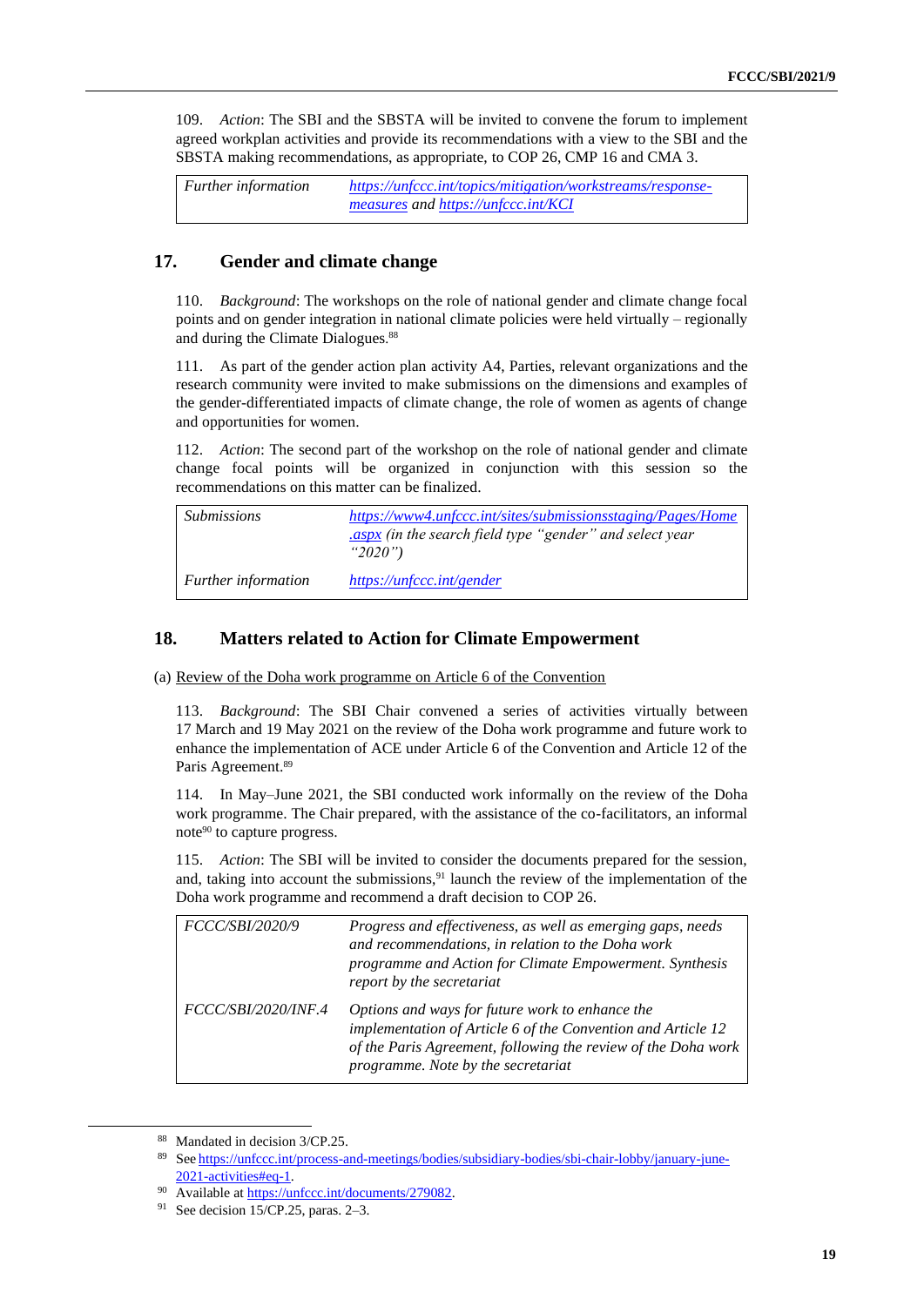109. *Action*: The SBI and the SBSTA will be invited to convene the forum to implement agreed workplan activities and provide its recommendations with a view to the SBI and the SBSTA making recommendations, as appropriate, to COP 26, CMP 16 and CMA 3.

| | |
|---|---|
| *Further information* | *https://unfccc.int/topics/mitigation/workstreams/response-measures and https://unfccc.int/KCI* |

## 17. Gender and climate change

110. *Background*: The workshops on the role of national gender and climate change focal points and on gender integration in national climate policies were held virtually – regionally and during the Climate Dialogues.[88]

111. As part of the gender action plan activity A4, Parties, relevant organizations and the research community were invited to make submissions on the dimensions and examples of the gender-differentiated impacts of climate change, the role of women as agents of change and opportunities for women.

112. *Action*: The second part of the workshop on the role of national gender and climate change focal points will be organized in conjunction with this session so the recommendations on this matter can be finalized.

| | |
|---|---|
| *Submissions* | *https://www4.unfccc.int/sites/submissionsstaging/Pages/Home.aspx (in the search field type "gender" and select year "2020")* |
| *Further information* | *https://unfccc.int/gender* |

## 18. Matters related to Action for Climate Empowerment

(a) Review of the Doha work programme on Article 6 of the Convention

113. *Background*: The SBI Chair convened a series of activities virtually between 17 March and 19 May 2021 on the review of the Doha work programme and future work to enhance the implementation of ACE under Article 6 of the Convention and Article 12 of the Paris Agreement.[89]

114. In May–June 2021, the SBI conducted work informally on the review of the Doha work programme. The Chair prepared, with the assistance of the co-facilitators, an informal note[90] to capture progress.

115. *Action*: The SBI will be invited to consider the documents prepared for the session, and, taking into account the submissions,[91] launch the review of the implementation of the Doha work programme and recommend a draft decision to COP 26.

| | |
|---|---|
| *FCCC/SBI/2020/9* | *Progress and effectiveness, as well as emerging gaps, needs and recommendations, in relation to the Doha work programme and Action for Climate Empowerment. Synthesis report by the secretariat* |
| *FCCC/SBI/2020/INF.4* | *Options and ways for future work to enhance the implementation of Article 6 of the Convention and Article 12 of the Paris Agreement, following the review of the Doha work programme. Note by the secretariat* |

---

[88] Mandated in decision 3/CP.25.

[89] See https://unfccc.int/process-and-meetings/bodies/subsidiary-bodies/sbi-chair-lobby/january-june-2021-activities#eq-1.

[90] Available at https://unfccc.int/documents/279082.

[91] See decision 15/CP.25, paras. 2–3.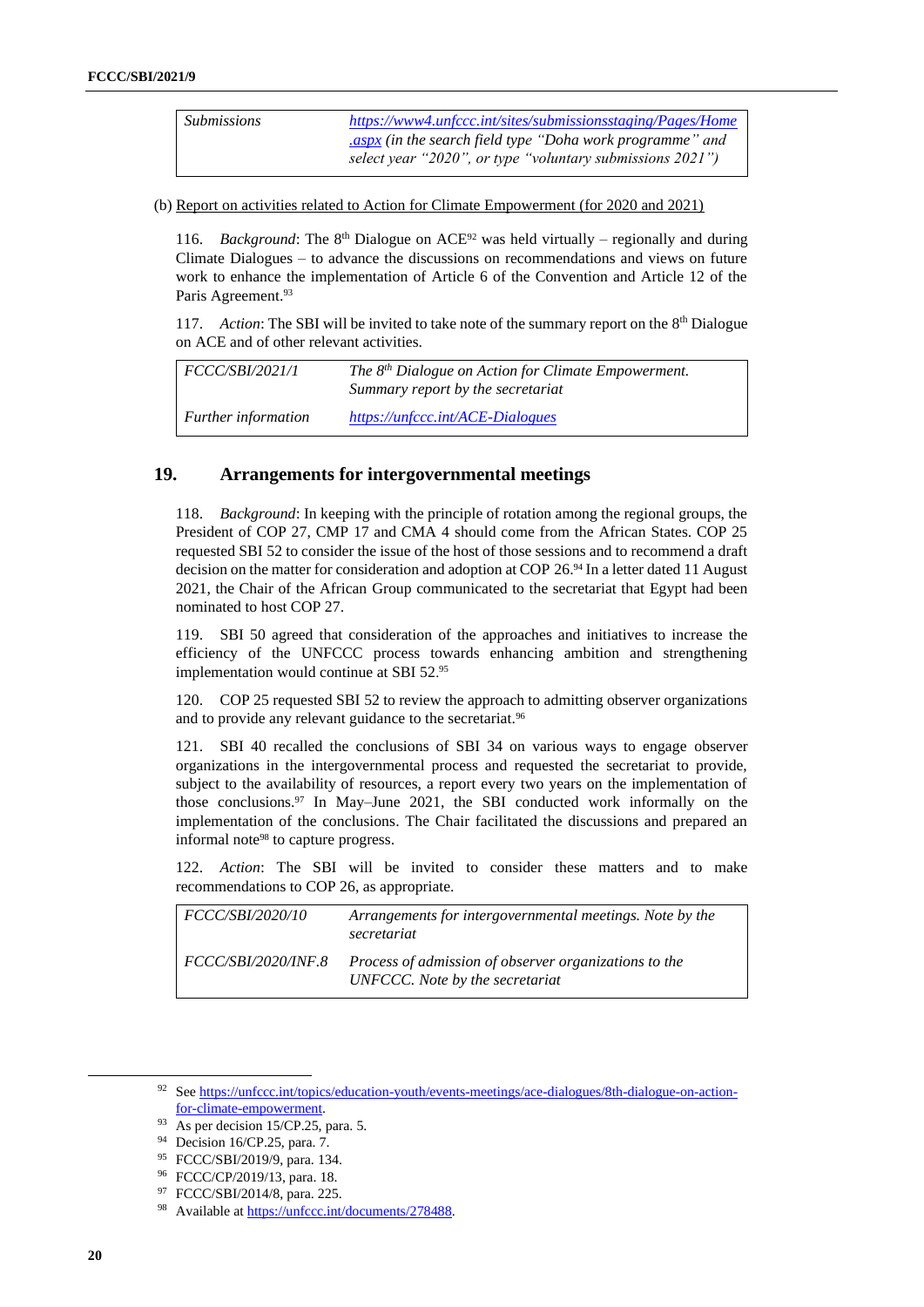| *Submissions* | *https://www4.unfccc.int/sites/submissionsstaging/Pages/Home.aspx (in the search field type "Doha work programme" and select year "2020", or type "voluntary submissions 2021")* |
|---|---|

(b) Report on activities related to Action for Climate Empowerment (for 2020 and 2021)

116. *Background*: The 8th Dialogue on ACE[92] was held virtually – regionally and during Climate Dialogues – to advance the discussions on recommendations and views on future work to enhance the implementation of Article 6 of the Convention and Article 12 of the Paris Agreement.[93]

117. *Action*: The SBI will be invited to take note of the summary report on the 8th Dialogue on ACE and of other relevant activities.

| *FCCC/SBI/2021/1* | *The 8th Dialogue on Action for Climate Empowerment. Summary report by the secretariat* |
|---|---|
| *Further information* | *https://unfccc.int/ACE-Dialogues* |

## 19. Arrangements for intergovernmental meetings

118. *Background*: In keeping with the principle of rotation among the regional groups, the President of COP 27, CMP 17 and CMA 4 should come from the African States. COP 25 requested SBI 52 to consider the issue of the host of those sessions and to recommend a draft decision on the matter for consideration and adoption at COP 26.[94] In a letter dated 11 August 2021, the Chair of the African Group communicated to the secretariat that Egypt had been nominated to host COP 27.

119. SBI 50 agreed that consideration of the approaches and initiatives to increase the efficiency of the UNFCCC process towards enhancing ambition and strengthening implementation would continue at SBI 52.[95]

120. COP 25 requested SBI 52 to review the approach to admitting observer organizations and to provide any relevant guidance to the secretariat.[96]

121. SBI 40 recalled the conclusions of SBI 34 on various ways to engage observer organizations in the intergovernmental process and requested the secretariat to provide, subject to the availability of resources, a report every two years on the implementation of those conclusions.[97] In May–June 2021, the SBI conducted work informally on the implementation of the conclusions. The Chair facilitated the discussions and prepared an informal note[98] to capture progress.

122. *Action*: The SBI will be invited to consider these matters and to make recommendations to COP 26, as appropriate.

| *FCCC/SBI/2020/10* | *Arrangements for intergovernmental meetings. Note by the secretariat* |
|---|---|
| *FCCC/SBI/2020/INF.8* | *Process of admission of observer organizations to the UNFCCC. Note by the secretariat* |

---

[92] See https://unfccc.int/topics/education-youth/events-meetings/ace-dialogues/8th-dialogue-on-action-for-climate-empowerment.

[93] As per decision 15/CP.25, para. 5.

[94] Decision 16/CP.25, para. 7.

[95] FCCC/SBI/2019/9, para. 134.

[96] FCCC/CP/2019/13, para. 18.

[97] FCCC/SBI/2014/8, para. 225.

[98] Available at https://unfccc.int/documents/278488.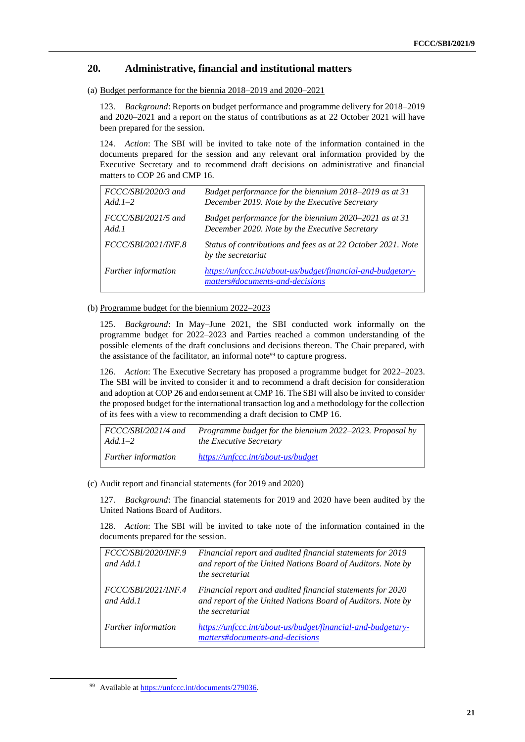## 20. Administrative, financial and institutional matters

(a) Budget performance for the biennia 2018–2019 and 2020–2021

123. *Background*: Reports on budget performance and programme delivery for 2018–2019 and 2020–2021 and a report on the status of contributions as at 22 October 2021 will have been prepared for the session.

124. *Action*: The SBI will be invited to take note of the information contained in the documents prepared for the session and any relevant oral information provided by the Executive Secretary and to recommend draft decisions on administrative and financial matters to COP 26 and CMP 16.

| | |
|---|---|
| *FCCC/SBI/2020/3 and Add.1–2* | *Budget performance for the biennium 2018–2019 as at 31 December 2019. Note by the Executive Secretary* |
| *FCCC/SBI/2021/5 and Add.1* | *Budget performance for the biennium 2020–2021 as at 31 December 2020. Note by the Executive Secretary* |
| *FCCC/SBI/2021/INF.8* | *Status of contributions and fees as at 22 October 2021. Note by the secretariat* |
| *Further information* | *https://unfccc.int/about-us/budget/financial-and-budgetary-matters#documents-and-decisions* |

(b) Programme budget for the biennium 2022–2023

125. *Background*: In May–June 2021, the SBI conducted work informally on the programme budget for 2022–2023 and Parties reached a common understanding of the possible elements of the draft conclusions and decisions thereon. The Chair prepared, with the assistance of the facilitator, an informal note[99] to capture progress.

126. *Action*: The Executive Secretary has proposed a programme budget for 2022–2023. The SBI will be invited to consider it and to recommend a draft decision for consideration and adoption at COP 26 and endorsement at CMP 16. The SBI will also be invited to consider the proposed budget for the international transaction log and a methodology for the collection of its fees with a view to recommending a draft decision to CMP 16.

| | |
|---|---|
| *FCCC/SBI/2021/4 and Add.1–2* | *Programme budget for the biennium 2022–2023. Proposal by the Executive Secretary* |
| *Further information* | *https://unfccc.int/about-us/budget* |

(c) Audit report and financial statements (for 2019 and 2020)

127. *Background*: The financial statements for 2019 and 2020 have been audited by the United Nations Board of Auditors.

128. *Action*: The SBI will be invited to take note of the information contained in the documents prepared for the session.

| | |
|---|---|
| *FCCC/SBI/2020/INF.9 and Add.1* | *Financial report and audited financial statements for 2019 and report of the United Nations Board of Auditors. Note by the secretariat* |
| *FCCC/SBI/2021/INF.4 and Add.1* | *Financial report and audited financial statements for 2020 and report of the United Nations Board of Auditors. Note by the secretariat* |
| *Further information* | *https://unfccc.int/about-us/budget/financial-and-budgetary-matters#documents-and-decisions* |

[99] Available at https://unfccc.int/documents/279036.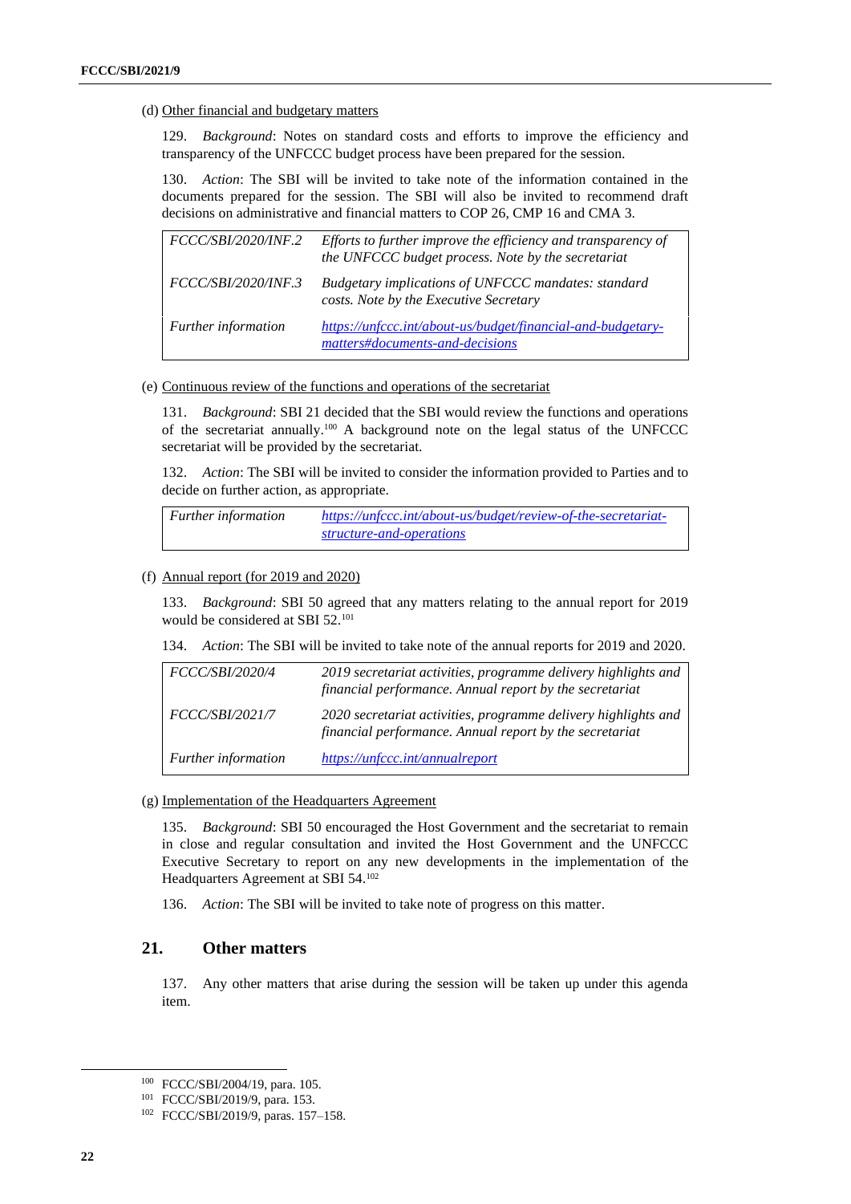(d) Other financial and budgetary matters

129. *Background*: Notes on standard costs and efforts to improve the efficiency and transparency of the UNFCCC budget process have been prepared for the session.

130. *Action*: The SBI will be invited to take note of the information contained in the documents prepared for the session. The SBI will also be invited to recommend draft decisions on administrative and financial matters to COP 26, CMP 16 and CMA 3.

| | |
|---|---|
| *FCCC/SBI/2020/INF.2* | *Efforts to further improve the efficiency and transparency of the UNFCCC budget process. Note by the secretariat* |
| *FCCC/SBI/2020/INF.3* | *Budgetary implications of UNFCCC mandates: standard costs. Note by the Executive Secretary* |
| *Further information* | *https://unfccc.int/about-us/budget/financial-and-budgetary-matters#documents-and-decisions* |

(e) Continuous review of the functions and operations of the secretariat

131. *Background*: SBI 21 decided that the SBI would review the functions and operations of the secretariat annually.[100] A background note on the legal status of the UNFCCC secretariat will be provided by the secretariat.

132. *Action*: The SBI will be invited to consider the information provided to Parties and to decide on further action, as appropriate.

| | |
|---|---|
| *Further information* | *https://unfccc.int/about-us/budget/review-of-the-secretariat-structure-and-operations* |

(f) Annual report (for 2019 and 2020)

133. *Background*: SBI 50 agreed that any matters relating to the annual report for 2019 would be considered at SBI 52.[101]

134. *Action*: The SBI will be invited to take note of the annual reports for 2019 and 2020.

| | |
|---|---|
| *FCCC/SBI/2020/4* | *2019 secretariat activities, programme delivery highlights and financial performance. Annual report by the secretariat* |
| *FCCC/SBI/2021/7* | *2020 secretariat activities, programme delivery highlights and financial performance. Annual report by the secretariat* |
| *Further information* | *https://unfccc.int/annualreport* |

(g) Implementation of the Headquarters Agreement

135. *Background*: SBI 50 encouraged the Host Government and the secretariat to remain in close and regular consultation and invited the Host Government and the UNFCCC Executive Secretary to report on any new developments in the implementation of the Headquarters Agreement at SBI 54.[102]

136. *Action*: The SBI will be invited to take note of progress on this matter.

## 21. Other matters

137. Any other matters that arise during the session will be taken up under this agenda item.

---

[100] FCCC/SBI/2004/19, para. 105.

[101] FCCC/SBI/2019/9, para. 153.

[102] FCCC/SBI/2019/9, paras. 157–158.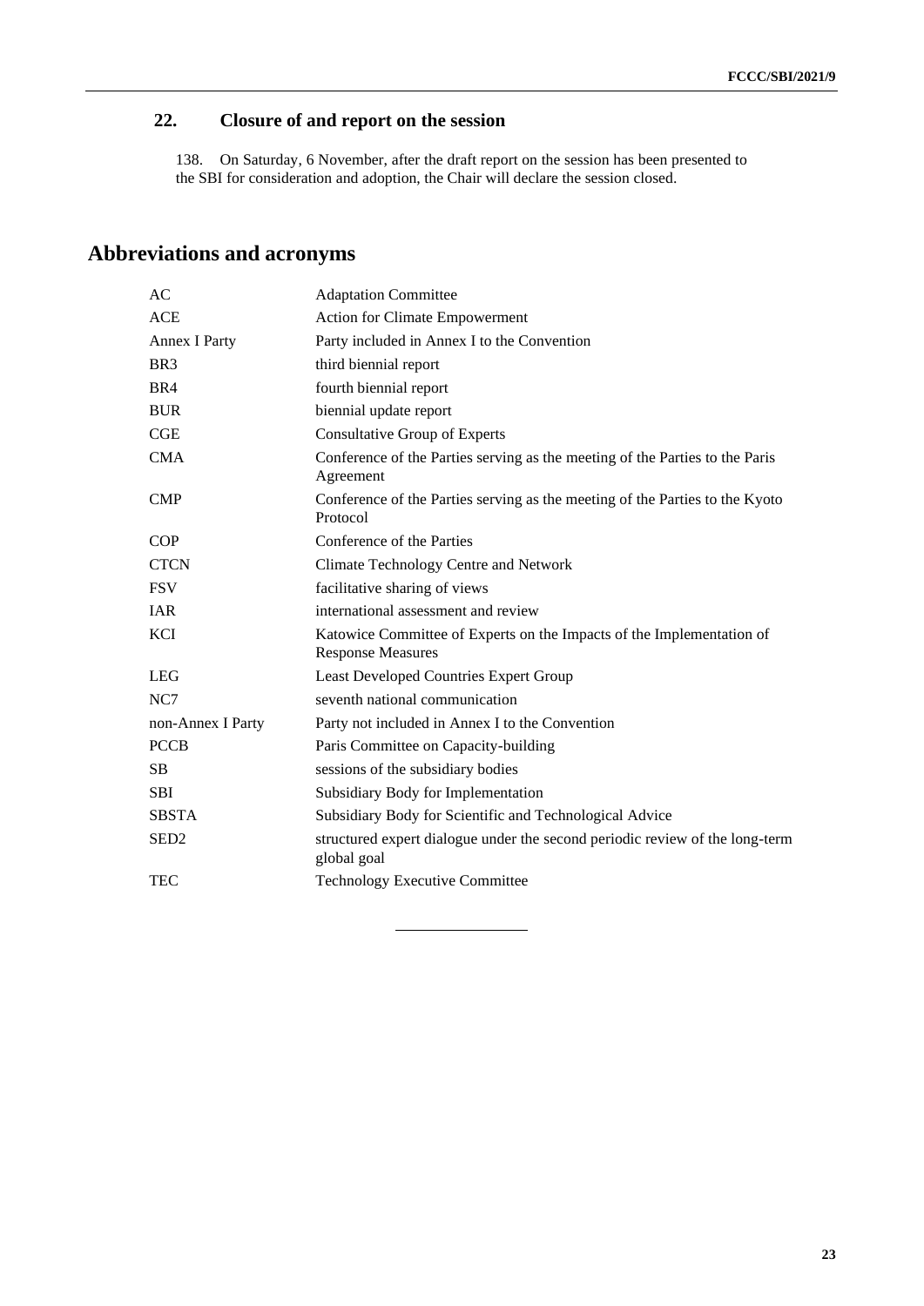## 22. Closure of and report on the session

138. On Saturday, 6 November, after the draft report on the session has been presented to the SBI for consideration and adoption, the Chair will declare the session closed.

# Abbreviations and acronyms

| | |
|---|---|
| AC | Adaptation Committee |
| ACE | Action for Climate Empowerment |
| Annex I Party | Party included in Annex I to the Convention |
| BR3 | third biennial report |
| BR4 | fourth biennial report |
| BUR | biennial update report |
| CGE | Consultative Group of Experts |
| CMA | Conference of the Parties serving as the meeting of the Parties to the Paris Agreement |
| CMP | Conference of the Parties serving as the meeting of the Parties to the Kyoto Protocol |
| COP | Conference of the Parties |
| CTCN | Climate Technology Centre and Network |
| FSV | facilitative sharing of views |
| IAR | international assessment and review |
| KCI | Katowice Committee of Experts on the Impacts of the Implementation of Response Measures |
| LEG | Least Developed Countries Expert Group |
| NC7 | seventh national communication |
| non-Annex I Party | Party not included in Annex I to the Convention |
| PCCB | Paris Committee on Capacity-building |
| SB | sessions of the subsidiary bodies |
| SBI | Subsidiary Body for Implementation |
| SBSTA | Subsidiary Body for Scientific and Technological Advice |
| SED2 | structured expert dialogue under the second periodic review of the long-term global goal |
| TEC | Technology Executive Committee |